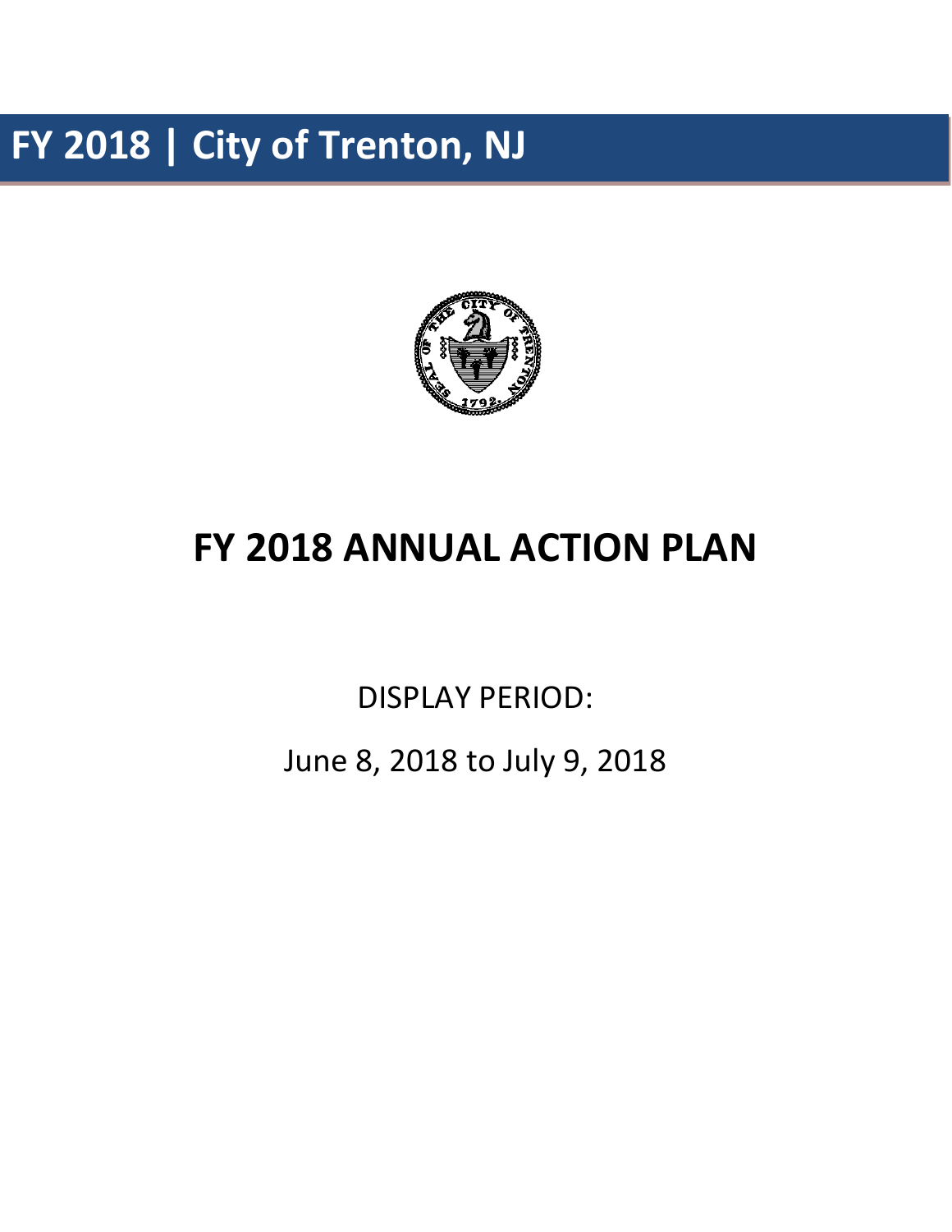# FY 2018 | City of Trenton, NJ

# FY 2018 ANNUAL ACTION PLAN

DISPLAY PERIOD:

June 8, 2018 to July 9, 2018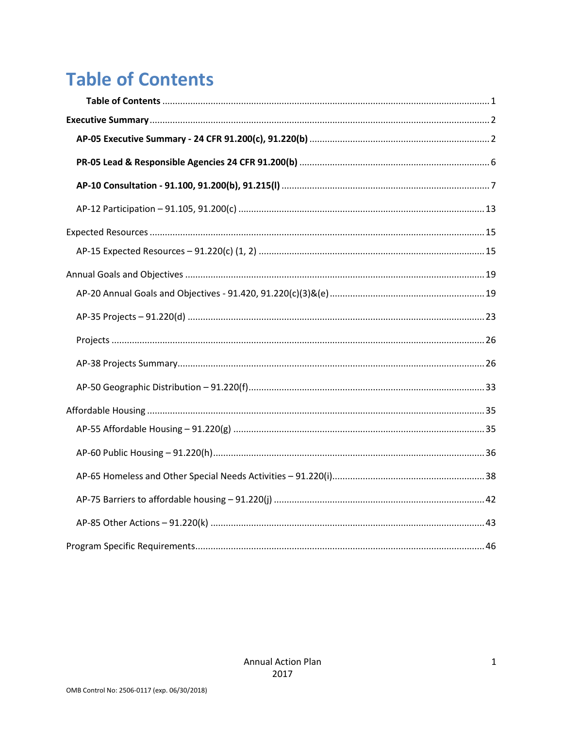# Table of Contents

**Table of Contents** ........................................................................................................................ 1

**Executive Summary** ........................................................................................................................ 2

**AP-05 Executive Summary - 24 CFR 91.200(c), 91.220(b)** ........................................................ 2

**PR-05 Lead & Responsible Agencies 24 CFR 91.200(b)** ........................................................... 6

**AP-10 Consultation - 91.100, 91.200(b), 91.215(l)** ..................................................................... 7

AP-12 Participation – 91.105, 91.200(c) ........................................................................................ 13

Expected Resources ........................................................................................................................ 15

AP-15 Expected Resources – 91.220(c) (1, 2) ................................................................................ 15

Annual Goals and Objectives ........................................................................................................... 19

AP-20 Annual Goals and Objectives - 91.420, 91.220(c)(3)&(e) ..................................................... 19

AP-35 Projects – 91.220(d) ............................................................................................................. 23

Projects ........................................................................................................................................... 26

AP-38 Projects Summary ................................................................................................................ 26

AP-50 Geographic Distribution – 91.220(f) .................................................................................... 33

Affordable Housing .......................................................................................................................... 35

AP-55 Affordable Housing – 91.220(g) ........................................................................................... 35

AP-60 Public Housing – 91.220(h) .................................................................................................. 36

AP-65 Homeless and Other Special Needs Activities – 91.220(i) .................................................... 38

AP-75 Barriers to affordable housing – 91.220(j) ........................................................................... 42

AP-85 Other Actions – 91.220(k) .................................................................................................... 43

Program Specific Requirements ....................................................................................................... 46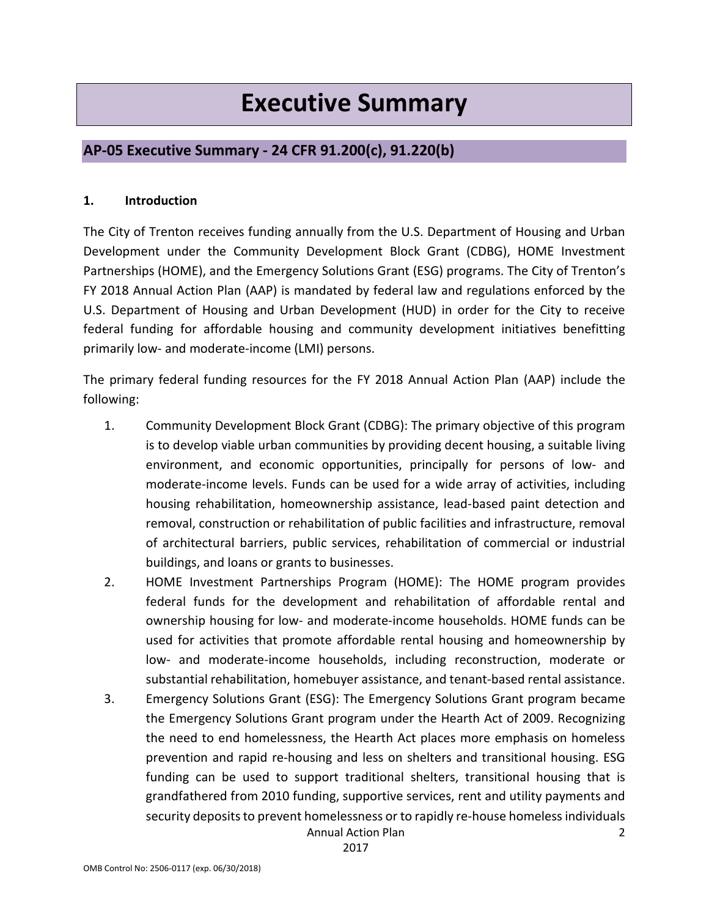# Executive Summary

## AP-05 Executive Summary - 24 CFR 91.200(c), 91.220(b)

### 1. Introduction

The City of Trenton receives funding annually from the U.S. Department of Housing and Urban Development under the Community Development Block Grant (CDBG), HOME Investment Partnerships (HOME), and the Emergency Solutions Grant (ESG) programs. The City of Trenton's FY 2018 Annual Action Plan (AAP) is mandated by federal law and regulations enforced by the U.S. Department of Housing and Urban Development (HUD) in order for the City to receive federal funding for affordable housing and community development initiatives benefitting primarily low- and moderate-income (LMI) persons.

The primary federal funding resources for the FY 2018 Annual Action Plan (AAP) include the following:

1. Community Development Block Grant (CDBG): The primary objective of this program is to develop viable urban communities by providing decent housing, a suitable living environment, and economic opportunities, principally for persons of low- and moderate-income levels. Funds can be used for a wide array of activities, including housing rehabilitation, homeownership assistance, lead-based paint detection and removal, construction or rehabilitation of public facilities and infrastructure, removal of architectural barriers, public services, rehabilitation of commercial or industrial buildings, and loans or grants to businesses.
2. HOME Investment Partnerships Program (HOME): The HOME program provides federal funds for the development and rehabilitation of affordable rental and ownership housing for low- and moderate-income households. HOME funds can be used for activities that promote affordable rental housing and homeownership by low- and moderate-income households, including reconstruction, moderate or substantial rehabilitation, homebuyer assistance, and tenant-based rental assistance.
3. Emergency Solutions Grant (ESG): The Emergency Solutions Grant program became the Emergency Solutions Grant program under the Hearth Act of 2009. Recognizing the need to end homelessness, the Hearth Act places more emphasis on homeless prevention and rapid re-housing and less on shelters and transitional housing. ESG funding can be used to support traditional shelters, transitional housing that is grandfathered from 2010 funding, supportive services, rent and utility payments and security deposits to prevent homelessness or to rapidly re-house homeless individuals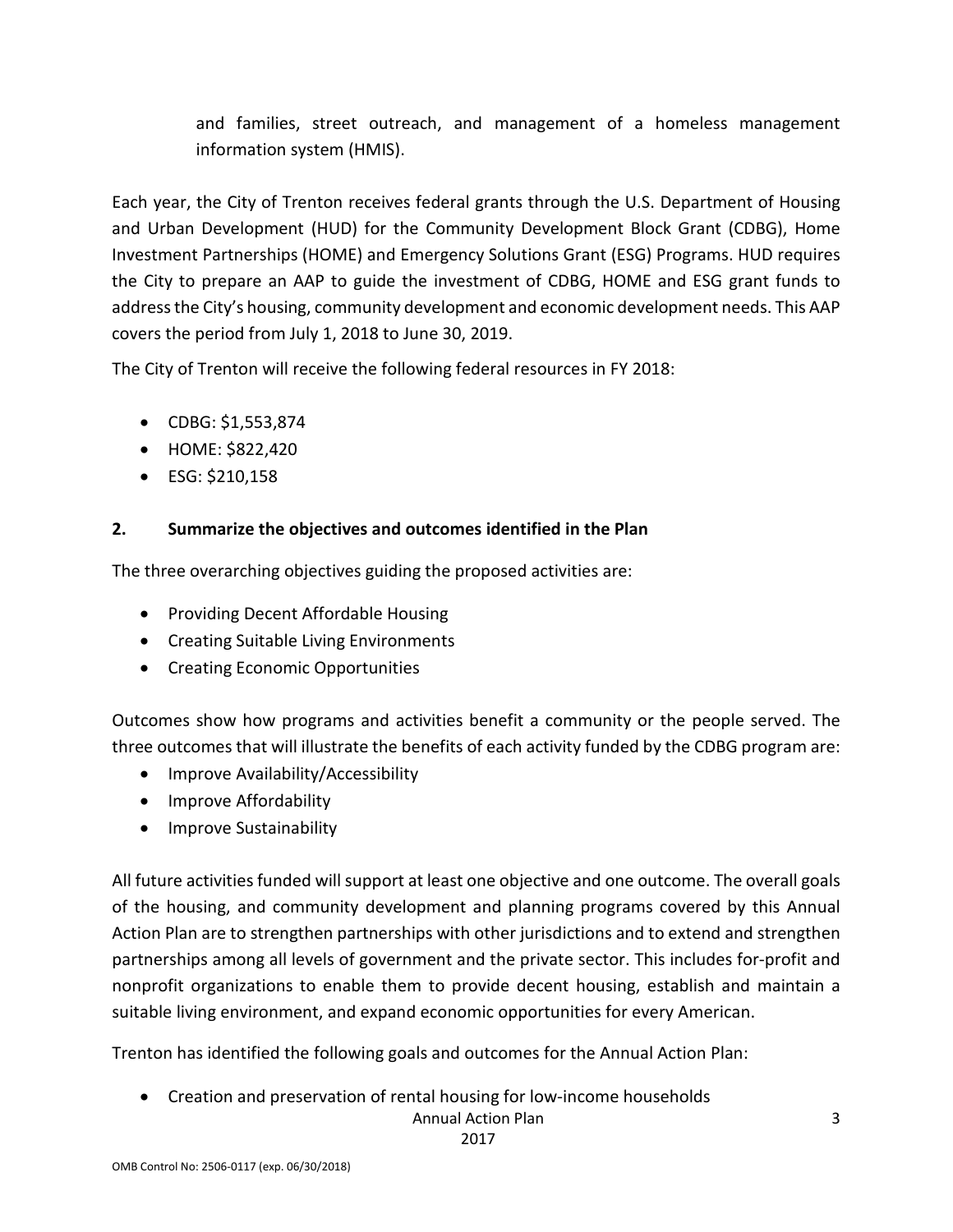and families, street outreach, and management of a homeless management information system (HMIS).

Each year, the City of Trenton receives federal grants through the U.S. Department of Housing and Urban Development (HUD) for the Community Development Block Grant (CDBG), Home Investment Partnerships (HOME) and Emergency Solutions Grant (ESG) Programs. HUD requires the City to prepare an AAP to guide the investment of CDBG, HOME and ESG grant funds to address the City's housing, community development and economic development needs. This AAP covers the period from July 1, 2018 to June 30, 2019.

The City of Trenton will receive the following federal resources in FY 2018:

- CDBG: $1,553,874
- HOME: $822,420
- ESG: $210,158

**2. Summarize the objectives and outcomes identified in the Plan**

The three overarching objectives guiding the proposed activities are:

- Providing Decent Affordable Housing
- Creating Suitable Living Environments
- Creating Economic Opportunities

Outcomes show how programs and activities benefit a community or the people served. The three outcomes that will illustrate the benefits of each activity funded by the CDBG program are:

- Improve Availability/Accessibility
- Improve Affordability
- Improve Sustainability

All future activities funded will support at least one objective and one outcome. The overall goals of the housing, and community development and planning programs covered by this Annual Action Plan are to strengthen partnerships with other jurisdictions and to extend and strengthen partnerships among all levels of government and the private sector. This includes for-profit and nonprofit organizations to enable them to provide decent housing, establish and maintain a suitable living environment, and expand economic opportunities for every American.

Trenton has identified the following goals and outcomes for the Annual Action Plan:

- Creation and preservation of rental housing for low-income households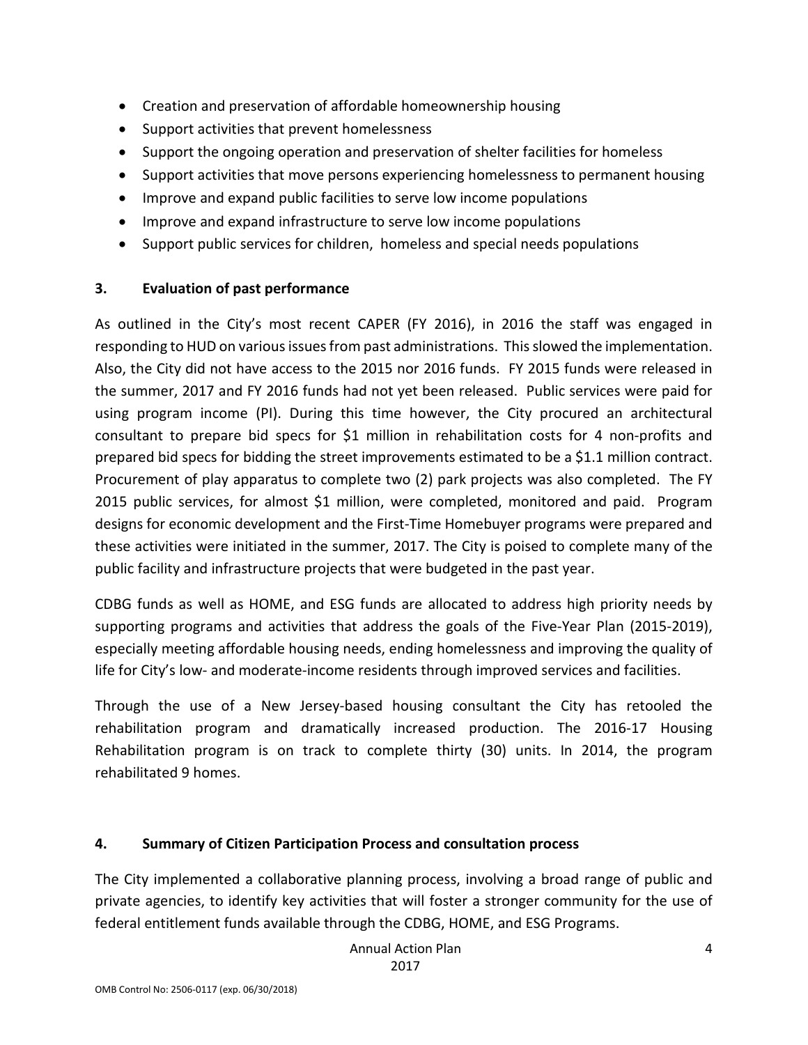- Creation and preservation of affordable homeownership housing
- Support activities that prevent homelessness
- Support the ongoing operation and preservation of shelter facilities for homeless
- Support activities that move persons experiencing homelessness to permanent housing
- Improve and expand public facilities to serve low income populations
- Improve and expand infrastructure to serve low income populations
- Support public services for children, homeless and special needs populations

## 3. Evaluation of past performance

As outlined in the City's most recent CAPER (FY 2016), in 2016 the staff was engaged in responding to HUD on various issues from past administrations. This slowed the implementation. Also, the City did not have access to the 2015 nor 2016 funds. FY 2015 funds were released in the summer, 2017 and FY 2016 funds had not yet been released. Public services were paid for using program income (PI). During this time however, the City procured an architectural consultant to prepare bid specs for $1 million in rehabilitation costs for 4 non-profits and prepared bid specs for bidding the street improvements estimated to be a $1.1 million contract. Procurement of play apparatus to complete two (2) park projects was also completed. The FY 2015 public services, for almost $1 million, were completed, monitored and paid. Program designs for economic development and the First-Time Homebuyer programs were prepared and these activities were initiated in the summer, 2017. The City is poised to complete many of the public facility and infrastructure projects that were budgeted in the past year.

CDBG funds as well as HOME, and ESG funds are allocated to address high priority needs by supporting programs and activities that address the goals of the Five-Year Plan (2015-2019), especially meeting affordable housing needs, ending homelessness and improving the quality of life for City's low- and moderate-income residents through improved services and facilities.

Through the use of a New Jersey-based housing consultant the City has retooled the rehabilitation program and dramatically increased production. The 2016-17 Housing Rehabilitation program is on track to complete thirty (30) units. In 2014, the program rehabilitated 9 homes.

## 4. Summary of Citizen Participation Process and consultation process

The City implemented a collaborative planning process, involving a broad range of public and private agencies, to identify key activities that will foster a stronger community for the use of federal entitlement funds available through the CDBG, HOME, and ESG Programs.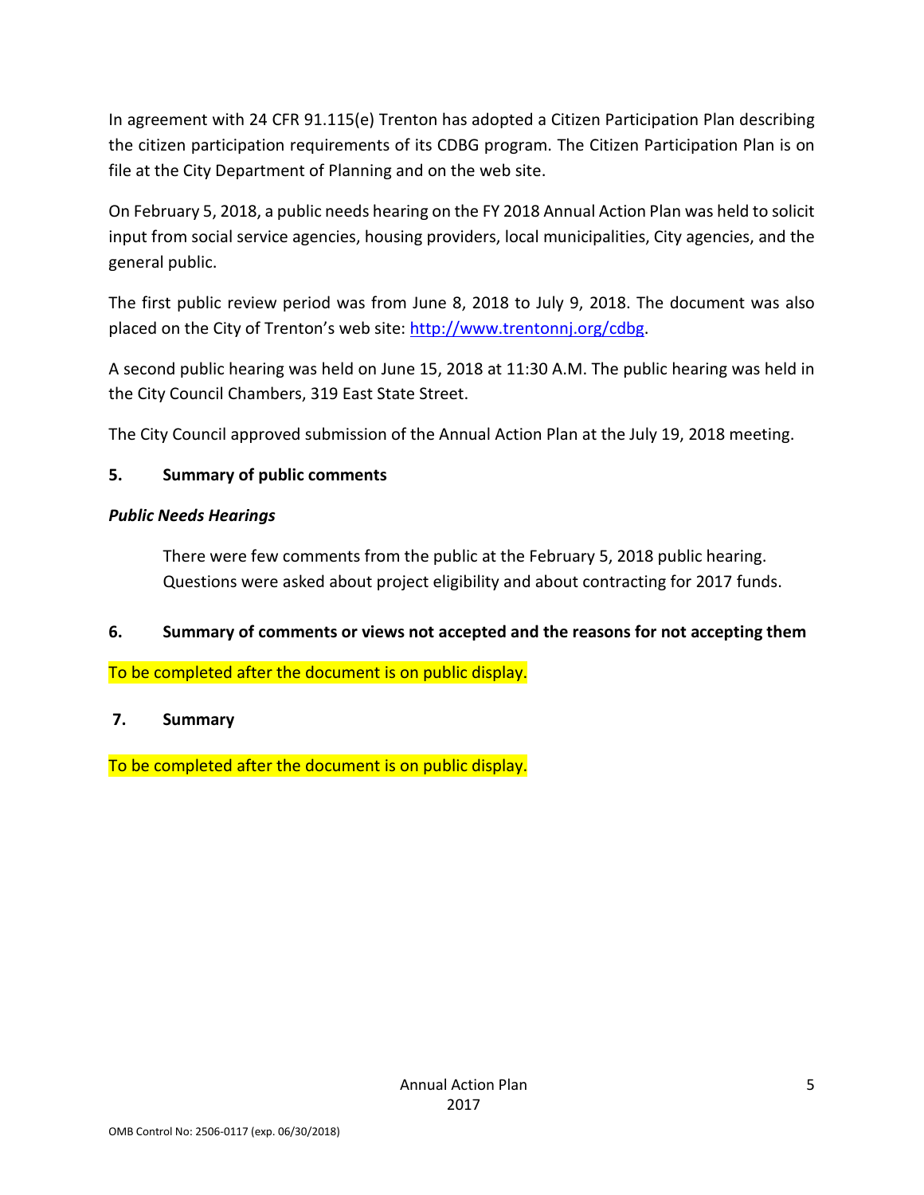In agreement with 24 CFR 91.115(e) Trenton has adopted a Citizen Participation Plan describing the citizen participation requirements of its CDBG program. The Citizen Participation Plan is on file at the City Department of Planning and on the web site.

On February 5, 2018, a public needs hearing on the FY 2018 Annual Action Plan was held to solicit input from social service agencies, housing providers, local municipalities, City agencies, and the general public.

The first public review period was from June 8, 2018 to July 9, 2018. The document was also placed on the City of Trenton's web site: [http://www.trentonnj.org/cdbg](http://www.trentonnj.org/cdbg).

A second public hearing was held on June 15, 2018 at 11:30 A.M. The public hearing was held in the City Council Chambers, 319 East State Street.

The City Council approved submission of the Annual Action Plan at the July 19, 2018 meeting.

**5. Summary of public comments**

***Public Needs Hearings***

> There were few comments from the public at the February 5, 2018 public hearing. Questions were asked about project eligibility and about contracting for 2017 funds.

**6. Summary of comments or views not accepted and the reasons for not accepting them**

To be completed after the document is on public display.

**7. Summary**

To be completed after the document is on public display.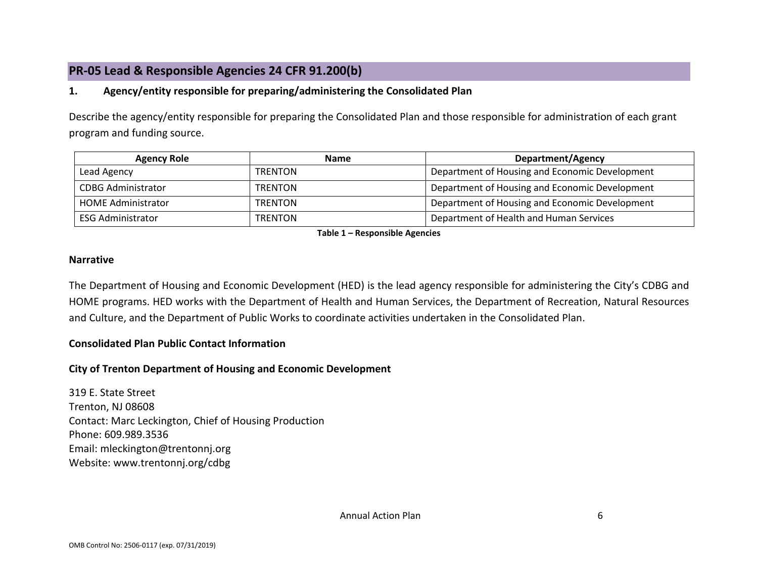## PR-05 Lead & Responsible Agencies 24 CFR 91.200(b)

### 1. Agency/entity responsible for preparing/administering the Consolidated Plan

Describe the agency/entity responsible for preparing the Consolidated Plan and those responsible for administration of each grant program and funding source.

| Agency Role | Name | Department/Agency |
| --- | --- | --- |
| Lead Agency | TRENTON | Department of Housing and Economic Development |
| CDBG Administrator | TRENTON | Department of Housing and Economic Development |
| HOME Administrator | TRENTON | Department of Housing and Economic Development |
| ESG Administrator | TRENTON | Department of Health and Human Services |

**Table 1 – Responsible Agencies**

### Narrative

The Department of Housing and Economic Development (HED) is the lead agency responsible for administering the City's CDBG and HOME programs. HED works with the Department of Health and Human Services, the Department of Recreation, Natural Resources and Culture, and the Department of Public Works to coordinate activities undertaken in the Consolidated Plan.

### Consolidated Plan Public Contact Information

### City of Trenton Department of Housing and Economic Development

319 E. State Street
Trenton, NJ 08608
Contact: Marc Leckington, Chief of Housing Production
Phone: 609.989.3536
Email: mleckington@trentonnj.org
Website: www.trentonnj.org/cdbg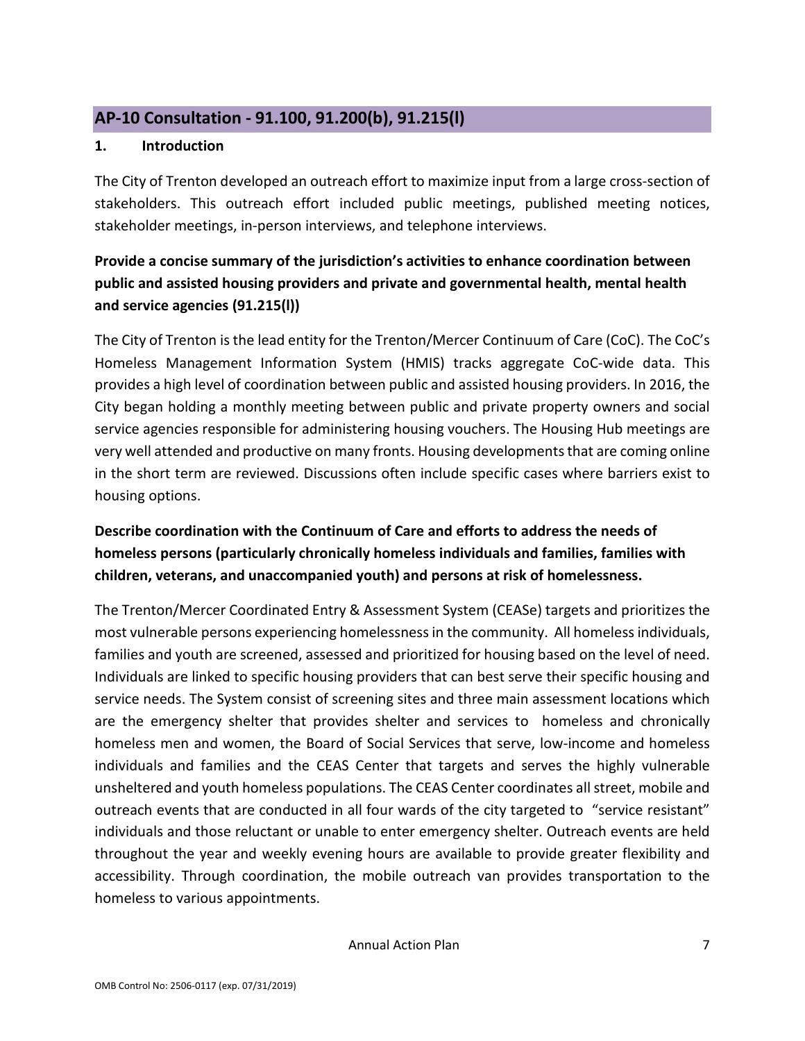## AP-10 Consultation - 91.100, 91.200(b), 91.215(l)

### 1. Introduction

The City of Trenton developed an outreach effort to maximize input from a large cross-section of stakeholders. This outreach effort included public meetings, published meeting notices, stakeholder meetings, in-person interviews, and telephone interviews.

**Provide a concise summary of the jurisdiction's activities to enhance coordination between public and assisted housing providers and private and governmental health, mental health and service agencies (91.215(l))**

The City of Trenton is the lead entity for the Trenton/Mercer Continuum of Care (CoC). The CoC's Homeless Management Information System (HMIS) tracks aggregate CoC-wide data. This provides a high level of coordination between public and assisted housing providers. In 2016, the City began holding a monthly meeting between public and private property owners and social service agencies responsible for administering housing vouchers. The Housing Hub meetings are very well attended and productive on many fronts. Housing developments that are coming online in the short term are reviewed. Discussions often include specific cases where barriers exist to housing options.

**Describe coordination with the Continuum of Care and efforts to address the needs of homeless persons (particularly chronically homeless individuals and families, families with children, veterans, and unaccompanied youth) and persons at risk of homelessness.**

The Trenton/Mercer Coordinated Entry & Assessment System (CEASe) targets and prioritizes the most vulnerable persons experiencing homelessness in the community. All homeless individuals, families and youth are screened, assessed and prioritized for housing based on the level of need. Individuals are linked to specific housing providers that can best serve their specific housing and service needs. The System consist of screening sites and three main assessment locations which are the emergency shelter that provides shelter and services to homeless and chronically homeless men and women, the Board of Social Services that serve, low-income and homeless individuals and families and the CEAS Center that targets and serves the highly vulnerable unsheltered and youth homeless populations. The CEAS Center coordinates all street, mobile and outreach events that are conducted in all four wards of the city targeted to "service resistant" individuals and those reluctant or unable to enter emergency shelter. Outreach events are held throughout the year and weekly evening hours are available to provide greater flexibility and accessibility. Through coordination, the mobile outreach van provides transportation to the homeless to various appointments.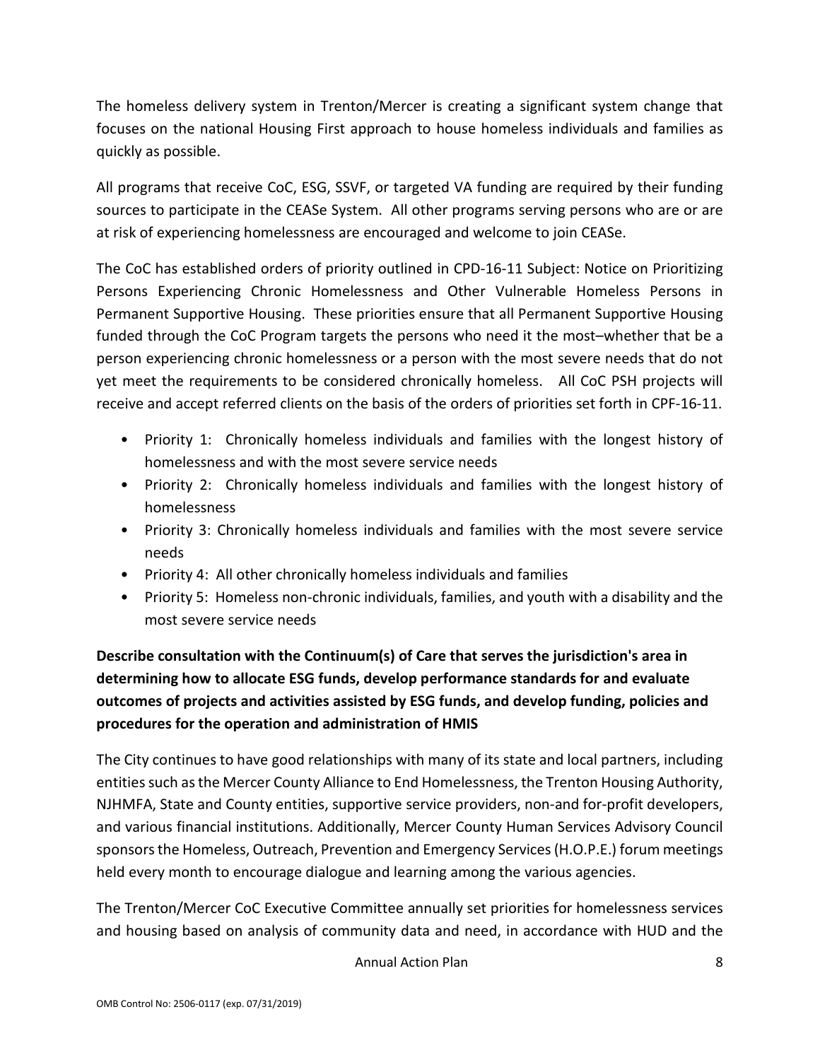The homeless delivery system in Trenton/Mercer is creating a significant system change that focuses on the national Housing First approach to house homeless individuals and families as quickly as possible.

All programs that receive CoC, ESG, SSVF, or targeted VA funding are required by their funding sources to participate in the CEASe System. All other programs serving persons who are or are at risk of experiencing homelessness are encouraged and welcome to join CEASe.

The CoC has established orders of priority outlined in CPD-16-11 Subject: Notice on Prioritizing Persons Experiencing Chronic Homelessness and Other Vulnerable Homeless Persons in Permanent Supportive Housing. These priorities ensure that all Permanent Supportive Housing funded through the CoC Program targets the persons who need it the most–whether that be a person experiencing chronic homelessness or a person with the most severe needs that do not yet meet the requirements to be considered chronically homeless. All CoC PSH projects will receive and accept referred clients on the basis of the orders of priorities set forth in CPF-16-11.

- Priority 1: Chronically homeless individuals and families with the longest history of homelessness and with the most severe service needs
- Priority 2: Chronically homeless individuals and families with the longest history of homelessness
- Priority 3: Chronically homeless individuals and families with the most severe service needs
- Priority 4: All other chronically homeless individuals and families
- Priority 5: Homeless non-chronic individuals, families, and youth with a disability and the most severe service needs

**Describe consultation with the Continuum(s) of Care that serves the jurisdiction's area in determining how to allocate ESG funds, develop performance standards for and evaluate outcomes of projects and activities assisted by ESG funds, and develop funding, policies and procedures for the operation and administration of HMIS**

The City continues to have good relationships with many of its state and local partners, including entities such as the Mercer County Alliance to End Homelessness, the Trenton Housing Authority, NJHMFA, State and County entities, supportive service providers, non-and for-profit developers, and various financial institutions. Additionally, Mercer County Human Services Advisory Council sponsors the Homeless, Outreach, Prevention and Emergency Services (H.O.P.E.) forum meetings held every month to encourage dialogue and learning among the various agencies.

The Trenton/Mercer CoC Executive Committee annually set priorities for homelessness services and housing based on analysis of community data and need, in accordance with HUD and the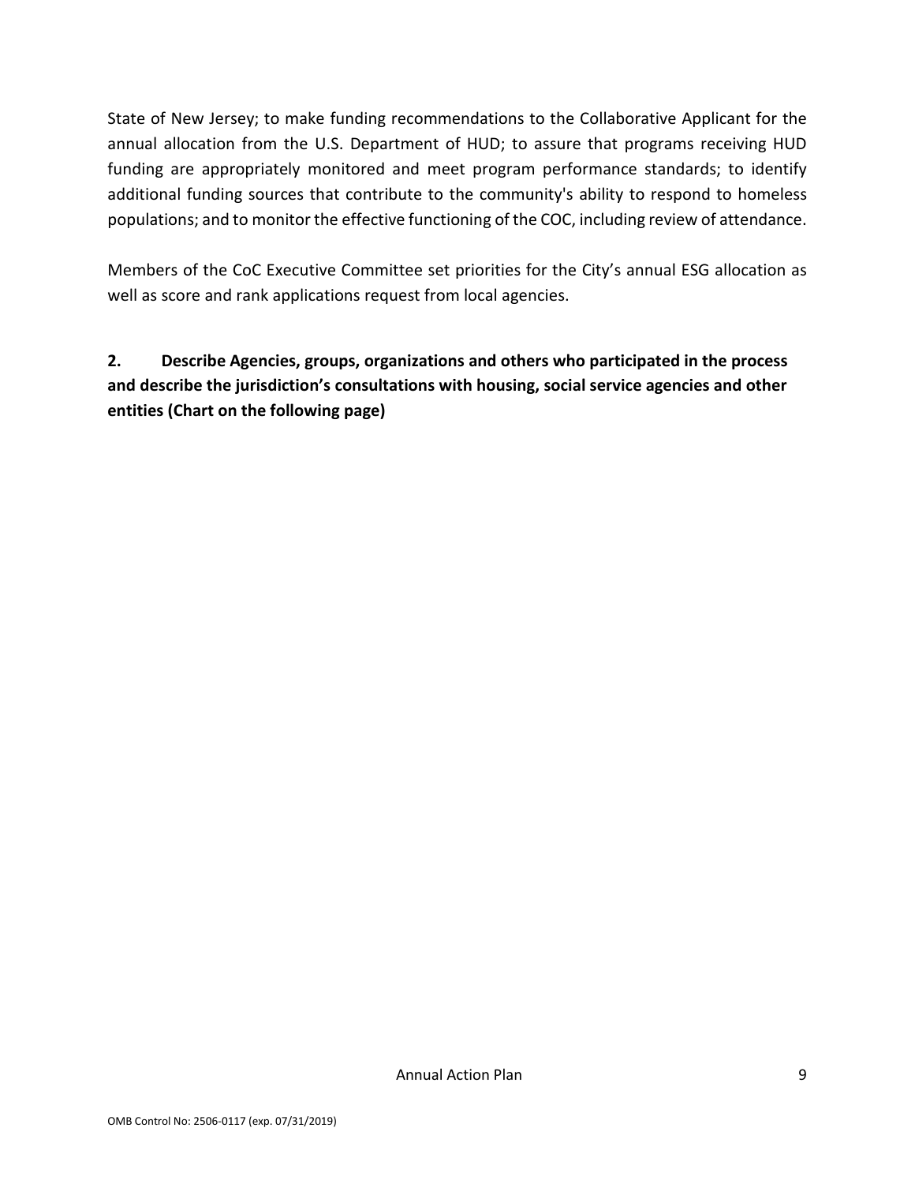State of New Jersey; to make funding recommendations to the Collaborative Applicant for the annual allocation from the U.S. Department of HUD; to assure that programs receiving HUD funding are appropriately monitored and meet program performance standards; to identify additional funding sources that contribute to the community's ability to respond to homeless populations; and to monitor the effective functioning of the COC, including review of attendance.

Members of the CoC Executive Committee set priorities for the City's annual ESG allocation as well as score and rank applications request from local agencies.

**2. Describe Agencies, groups, organizations and others who participated in the process and describe the jurisdiction's consultations with housing, social service agencies and other entities (Chart on the following page)**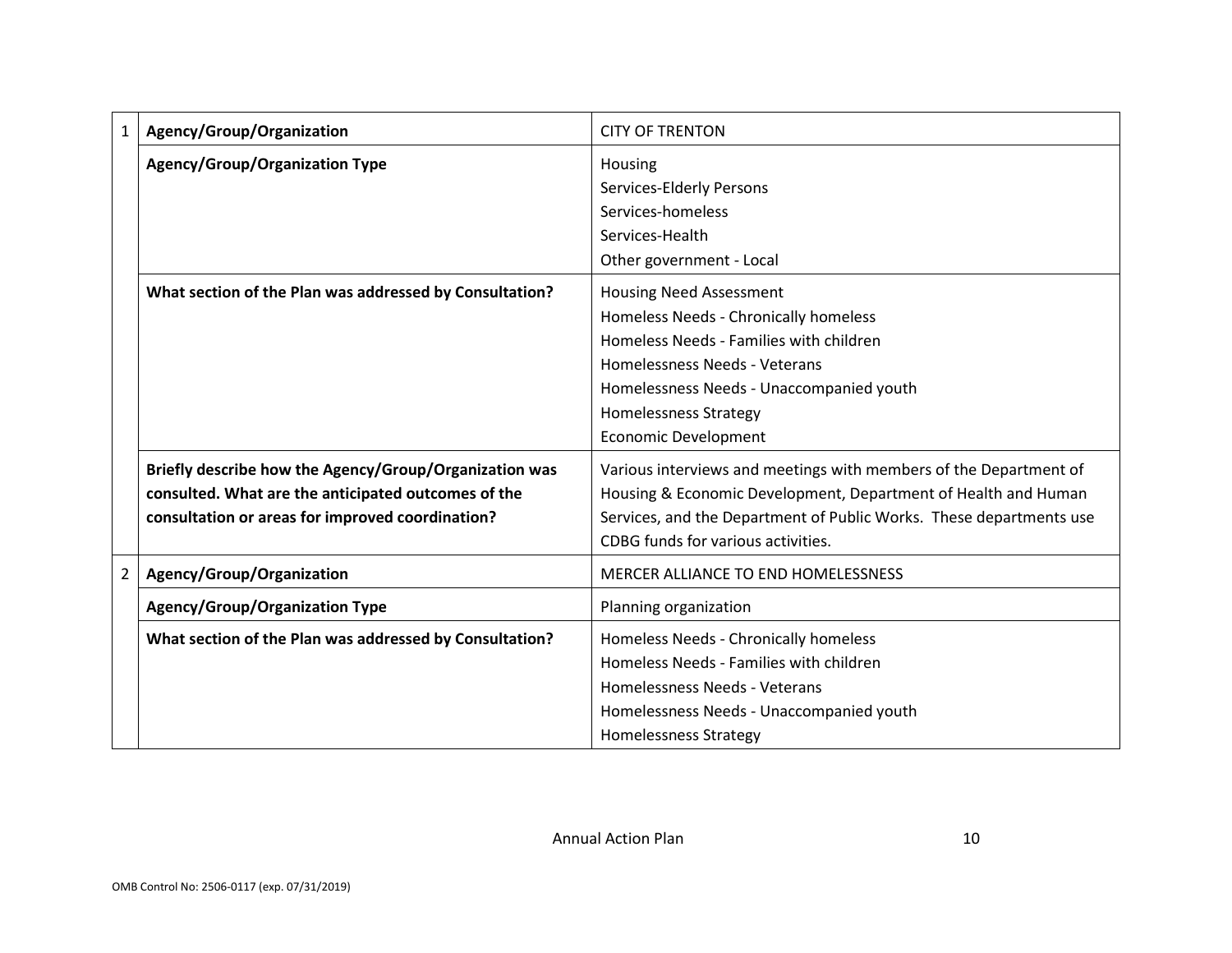| | | |
|---|---|---|
| 1 | **Agency/Group/Organization** | CITY OF TRENTON |
| | **Agency/Group/Organization Type** | Housing<br>Services-Elderly Persons<br>Services-homeless<br>Services-Health<br>Other government - Local |
| | **What section of the Plan was addressed by Consultation?** | Housing Need Assessment<br>Homeless Needs - Chronically homeless<br>Homeless Needs - Families with children<br>Homelessness Needs - Veterans<br>Homelessness Needs - Unaccompanied youth<br>Homelessness Strategy<br>Economic Development |
| | **Briefly describe how the Agency/Group/Organization was consulted. What are the anticipated outcomes of the consultation or areas for improved coordination?** | Various interviews and meetings with members of the Department of Housing & Economic Development, Department of Health and Human Services, and the Department of Public Works. These departments use CDBG funds for various activities. |
| 2 | **Agency/Group/Organization** | MERCER ALLIANCE TO END HOMELESSNESS |
| | **Agency/Group/Organization Type** | Planning organization |
| | **What section of the Plan was addressed by Consultation?** | Homeless Needs - Chronically homeless<br>Homeless Needs - Families with children<br>Homelessness Needs - Veterans<br>Homelessness Needs - Unaccompanied youth<br>Homelessness Strategy |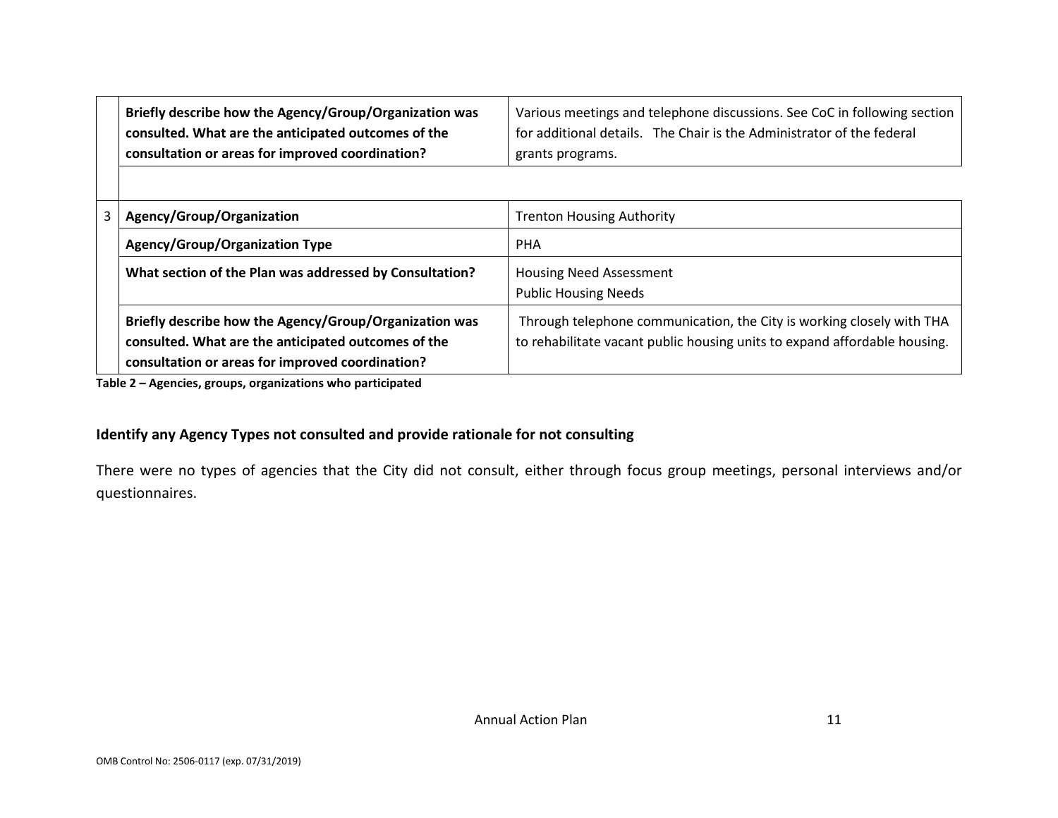| | | |
|---|---|---|
| | **Briefly describe how the Agency/Group/Organization was consulted. What are the anticipated outcomes of the consultation or areas for improved coordination?** | Various meetings and telephone discussions. See CoC in following section for additional details. The Chair is the Administrator of the federal grants programs. |
| 3 | **Agency/Group/Organization** | Trenton Housing Authority |
| | **Agency/Group/Organization Type** | PHA |
| | **What section of the Plan was addressed by Consultation?** | Housing Need Assessment<br>Public Housing Needs |
| | **Briefly describe how the Agency/Group/Organization was consulted. What are the anticipated outcomes of the consultation or areas for improved coordination?** | Through telephone communication, the City is working closely with THA to rehabilitate vacant public housing units to expand affordable housing. |

**Table 2 – Agencies, groups, organizations who participated**

**Identify any Agency Types not consulted and provide rationale for not consulting**

There were no types of agencies that the City did not consult, either through focus group meetings, personal interviews and/or questionnaires.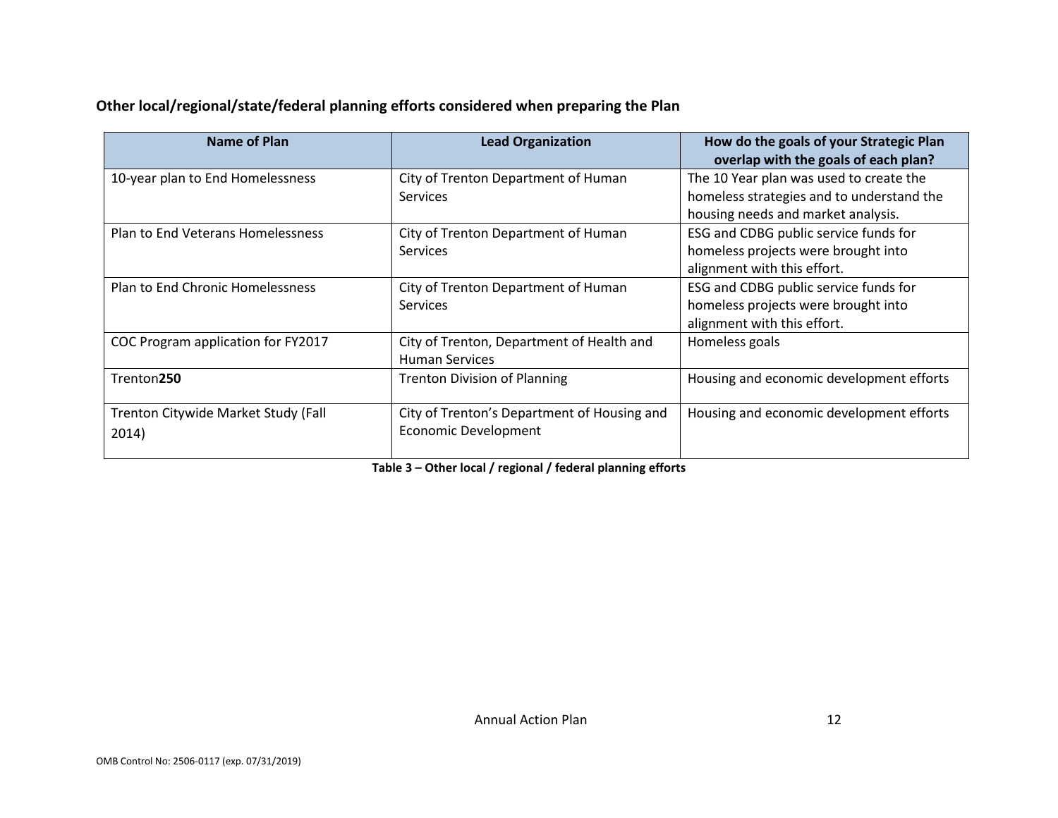**Other local/regional/state/federal planning efforts considered when preparing the Plan**

| Name of Plan | Lead Organization | How do the goals of your Strategic Plan overlap with the goals of each plan? |
|---|---|---|
| 10-year plan to End Homelessness | City of Trenton Department of Human Services | The 10 Year plan was used to create the homeless strategies and to understand the housing needs and market analysis. |
| Plan to End Veterans Homelessness | City of Trenton Department of Human Services | ESG and CDBG public service funds for homeless projects were brought into alignment with this effort. |
| Plan to End Chronic Homelessness | City of Trenton Department of Human Services | ESG and CDBG public service funds for homeless projects were brought into alignment with this effort. |
| COC Program application for FY2017 | City of Trenton, Department of Health and Human Services | Homeless goals |
| Trenton**250** | Trenton Division of Planning | Housing and economic development efforts |
| Trenton Citywide Market Study (Fall 2014) | City of Trenton's Department of Housing and Economic Development | Housing and economic development efforts |

**Table 3 – Other local / regional / federal planning efforts**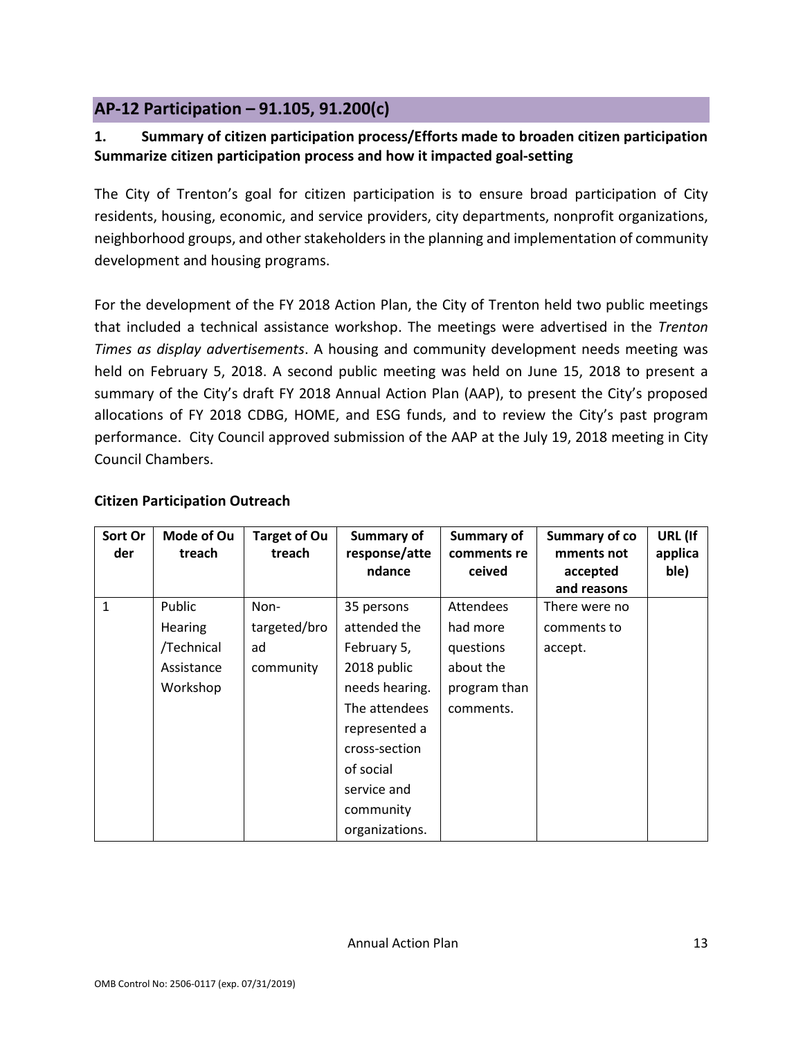## AP-12 Participation – 91.105, 91.200(c)

### 1. Summary of citizen participation process/Efforts made to broaden citizen participation Summarize citizen participation process and how it impacted goal-setting

The City of Trenton's goal for citizen participation is to ensure broad participation of City residents, housing, economic, and service providers, city departments, nonprofit organizations, neighborhood groups, and other stakeholders in the planning and implementation of community development and housing programs.

For the development of the FY 2018 Action Plan, the City of Trenton held two public meetings that included a technical assistance workshop. The meetings were advertised in the *Trenton Times as display advertisements*. A housing and community development needs meeting was held on February 5, 2018. A second public meeting was held on June 15, 2018 to present a summary of the City's draft FY 2018 Annual Action Plan (AAP), to present the City's proposed allocations of FY 2018 CDBG, HOME, and ESG funds, and to review the City's past program performance. City Council approved submission of the AAP at the July 19, 2018 meeting in City Council Chambers.

**Citizen Participation Outreach**

| Sort Order | Mode of Outreach | Target of Outreach | Summary of response/attendance | Summary of comments received | Summary of comments not accepted and reasons | URL (If applicable) |
|---|---|---|---|---|---|---|
| 1 | Public Hearing /Technical Assistance Workshop | Non-targeted/broad community | 35 persons attended the February 5, 2018 public needs hearing. The attendees represented a cross-section of social service and community organizations. | Attendees had more questions about the program than comments. | There were no comments to accept. | |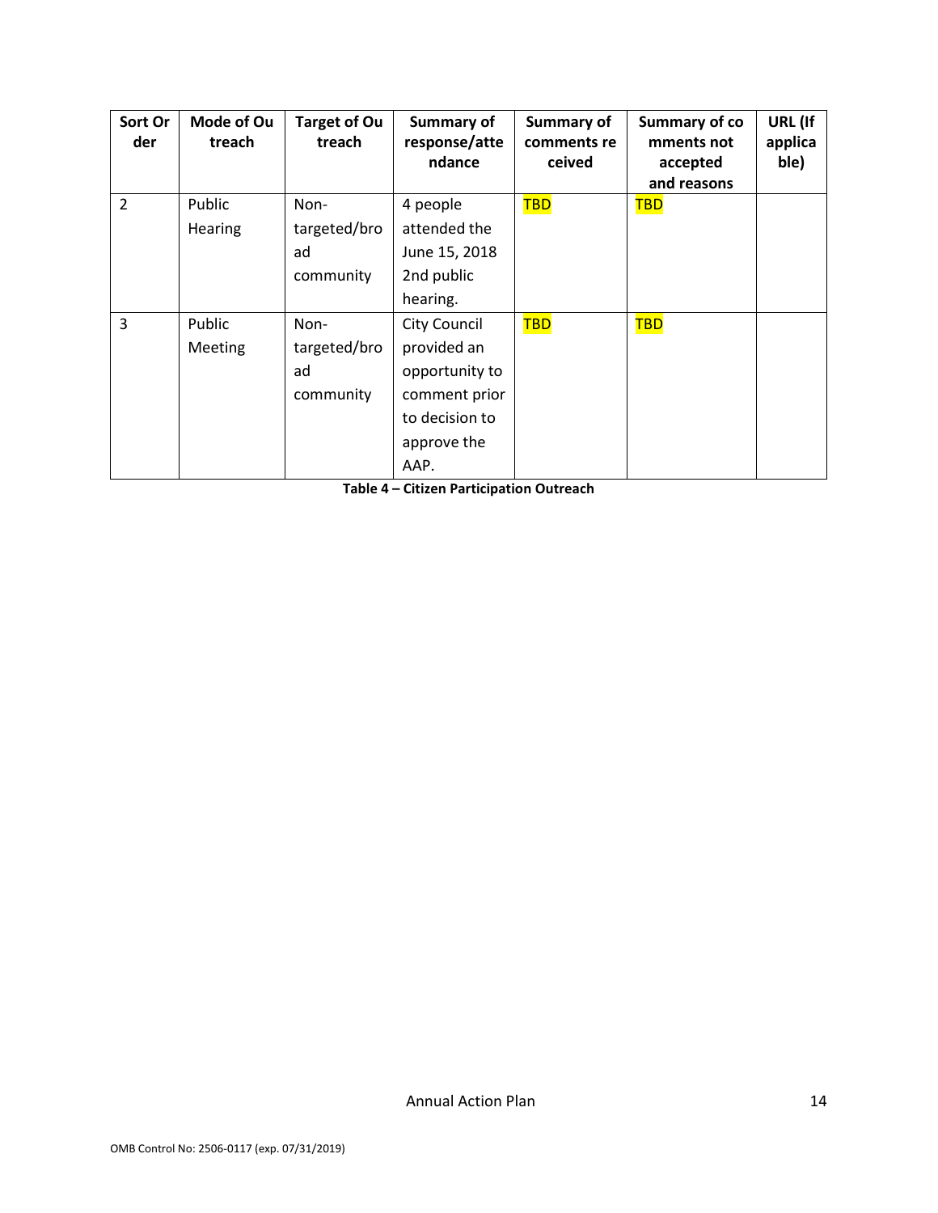| Sort Order | Mode of Outreach | Target of Outreach | Summary of response/attendance | Summary of comments received | Summary of comments not accepted and reasons | URL (If applicable) |
|---|---|---|---|---|---|---|
| 2 | Public Hearing | Non-targeted/broad community | 4 people attended the June 15, 2018 2nd public hearing. | TBD | TBD | |
| 3 | Public Meeting | Non-targeted/broad community | City Council provided an opportunity to comment prior to decision to approve the AAP. | TBD | TBD | |

**Table 4 – Citizen Participation Outreach**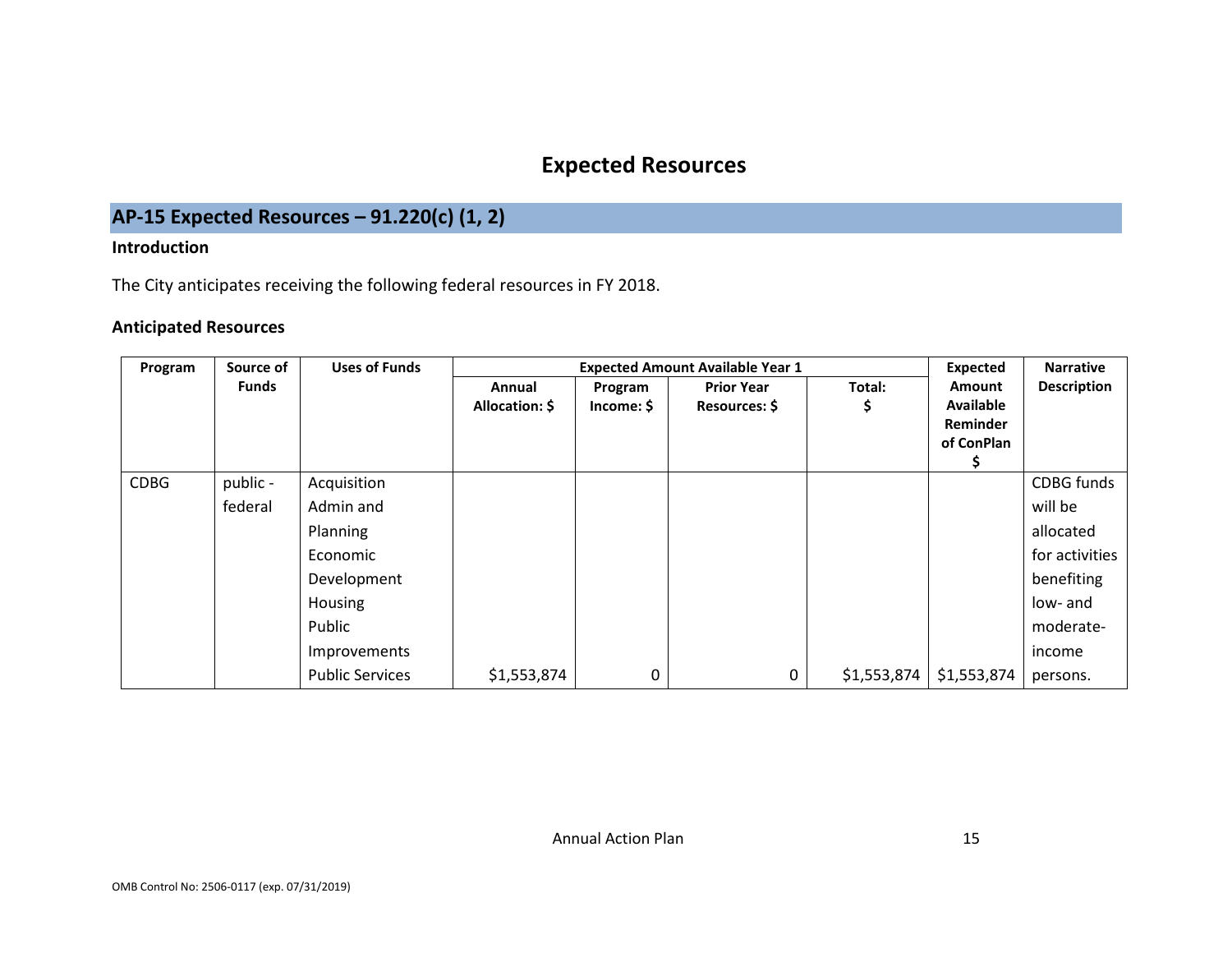# Expected Resources

## AP-15 Expected Resources – 91.220(c) (1, 2)

### Introduction

The City anticipates receiving the following federal resources in FY 2018.

### Anticipated Resources

| Program | Source of Funds | Uses of Funds | Expected Amount Available Year 1 | | | | Expected Amount Available Reminder of ConPlan $ | Narrative Description |
|---|---|---|---|---|---|---|---|---|
| | | | Annual Allocation: $ | Program Income: $ | Prior Year Resources: $ | Total: $ | | |
| CDBG | public - federal | Acquisition<br>Admin and Planning<br>Economic Development<br>Housing<br>Public Improvements<br>Public Services | $1,553,874 | 0 | 0 | $1,553,874 | $1,553,874 | CDBG funds will be allocated for activities benefiting low- and moderate-income persons. |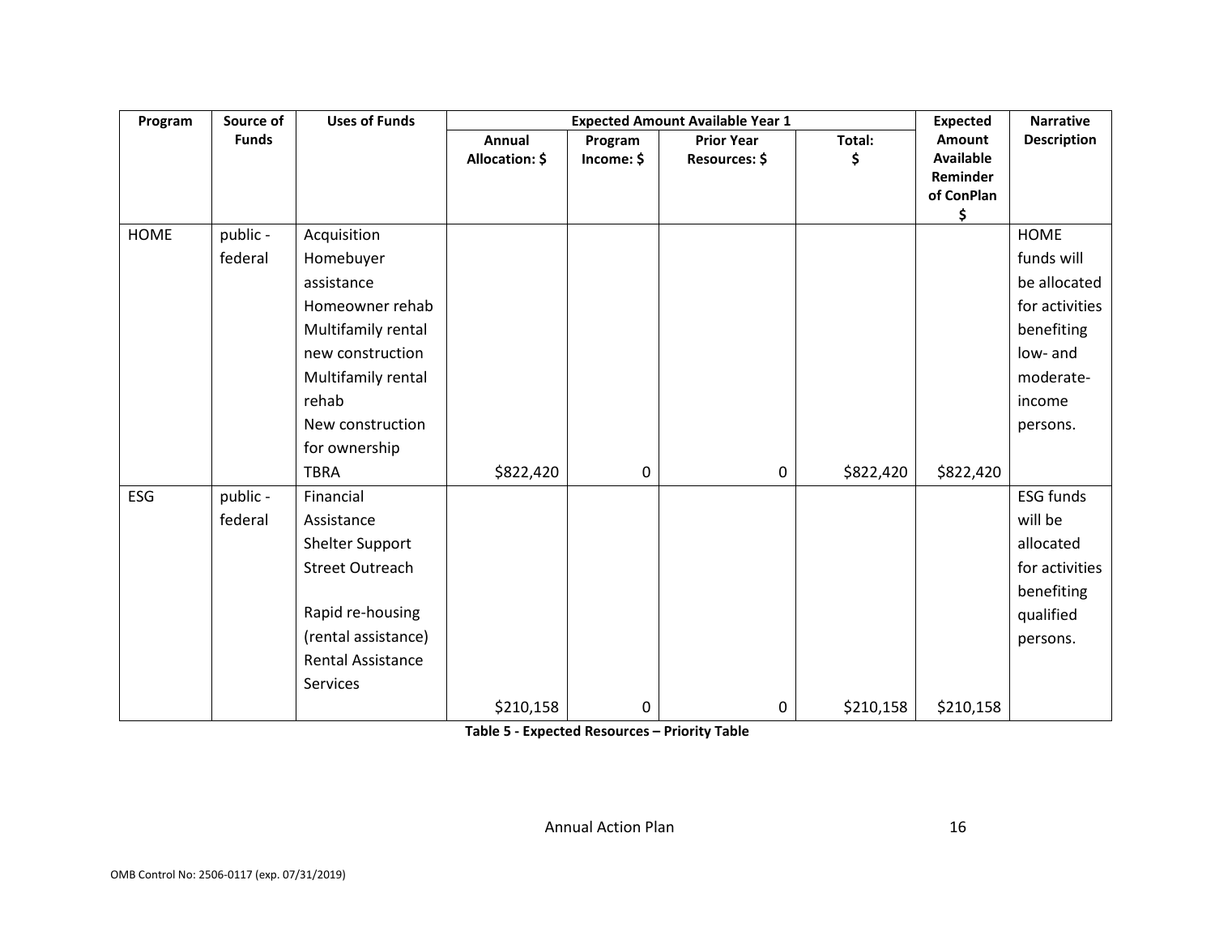| Program | Source of Funds | Uses of Funds | Expected Amount Available Year 1 | | | | Expected Amount Available Reminder of ConPlan $ | Narrative Description |
|---|---|---|---|---|---|---|---|---|
| | | | Annual Allocation: $ | Program Income: $ | Prior Year Resources: $ | Total: $ | | |
| HOME | public - federal | Acquisition<br>Homebuyer assistance<br>Homeowner rehab<br>Multifamily rental new construction<br>Multifamily rental rehab<br>New construction for ownership<br>TBRA | $822,420 | 0 | 0 | $822,420 | $822,420 | HOME funds will be allocated for activities benefiting low- and moderate-income persons. |
| ESG | public - federal | Financial Assistance<br>Shelter Support<br>Street Outreach<br><br>Rapid re-housing (rental assistance)<br>Rental Assistance Services | $210,158 | 0 | 0 | $210,158 | $210,158 | ESG funds will be allocated for activities benefiting qualified persons. |

**Table 5 - Expected Resources – Priority Table**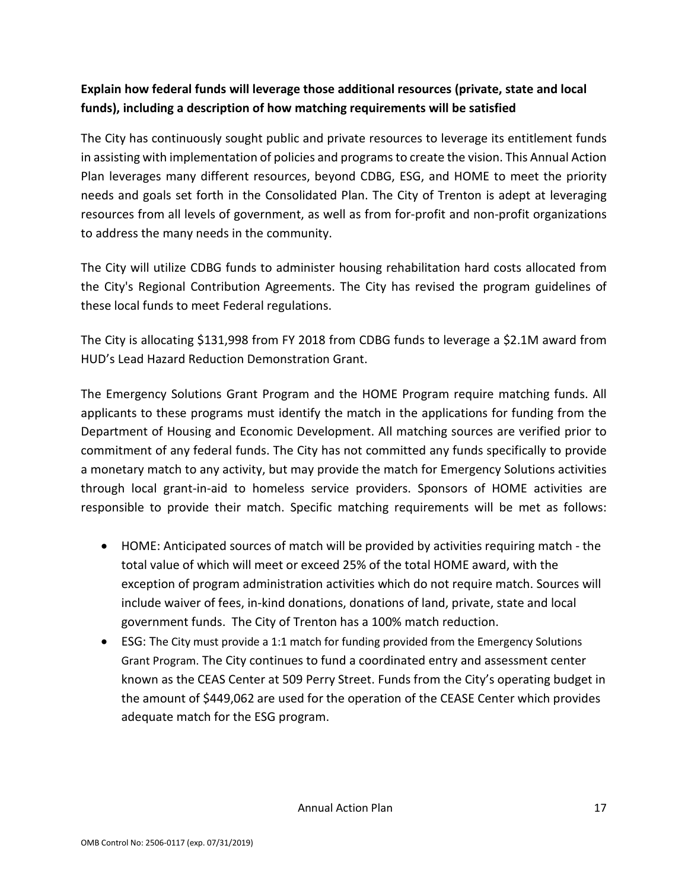**Explain how federal funds will leverage those additional resources (private, state and local funds), including a description of how matching requirements will be satisfied**

The City has continuously sought public and private resources to leverage its entitlement funds in assisting with implementation of policies and programs to create the vision. This Annual Action Plan leverages many different resources, beyond CDBG, ESG, and HOME to meet the priority needs and goals set forth in the Consolidated Plan. The City of Trenton is adept at leveraging resources from all levels of government, as well as from for-profit and non-profit organizations to address the many needs in the community.

The City will utilize CDBG funds to administer housing rehabilitation hard costs allocated from the City's Regional Contribution Agreements. The City has revised the program guidelines of these local funds to meet Federal regulations.

The City is allocating $131,998 from FY 2018 from CDBG funds to leverage a $2.1M award from HUD's Lead Hazard Reduction Demonstration Grant.

The Emergency Solutions Grant Program and the HOME Program require matching funds. All applicants to these programs must identify the match in the applications for funding from the Department of Housing and Economic Development. All matching sources are verified prior to commitment of any federal funds. The City has not committed any funds specifically to provide a monetary match to any activity, but may provide the match for Emergency Solutions activities through local grant-in-aid to homeless service providers. Sponsors of HOME activities are responsible to provide their match. Specific matching requirements will be met as follows:

- HOME: Anticipated sources of match will be provided by activities requiring match - the total value of which will meet or exceed 25% of the total HOME award, with the exception of program administration activities which do not require match. Sources will include waiver of fees, in-kind donations, donations of land, private, state and local government funds. The City of Trenton has a 100% match reduction.
- ESG: The City must provide a 1:1 match for funding provided from the Emergency Solutions Grant Program. The City continues to fund a coordinated entry and assessment center known as the CEAS Center at 509 Perry Street. Funds from the City's operating budget in the amount of $449,062 are used for the operation of the CEASE Center which provides adequate match for the ESG program.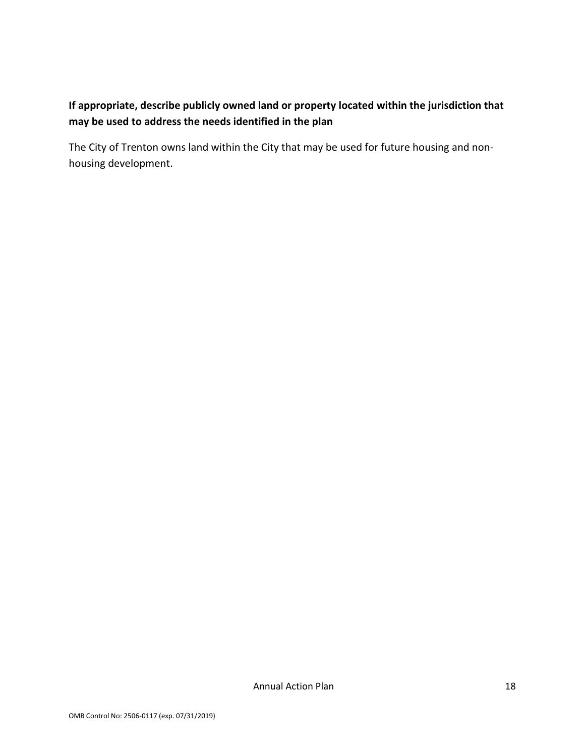**If appropriate, describe publicly owned land or property located within the jurisdiction that may be used to address the needs identified in the plan**

The City of Trenton owns land within the City that may be used for future housing and non-housing development.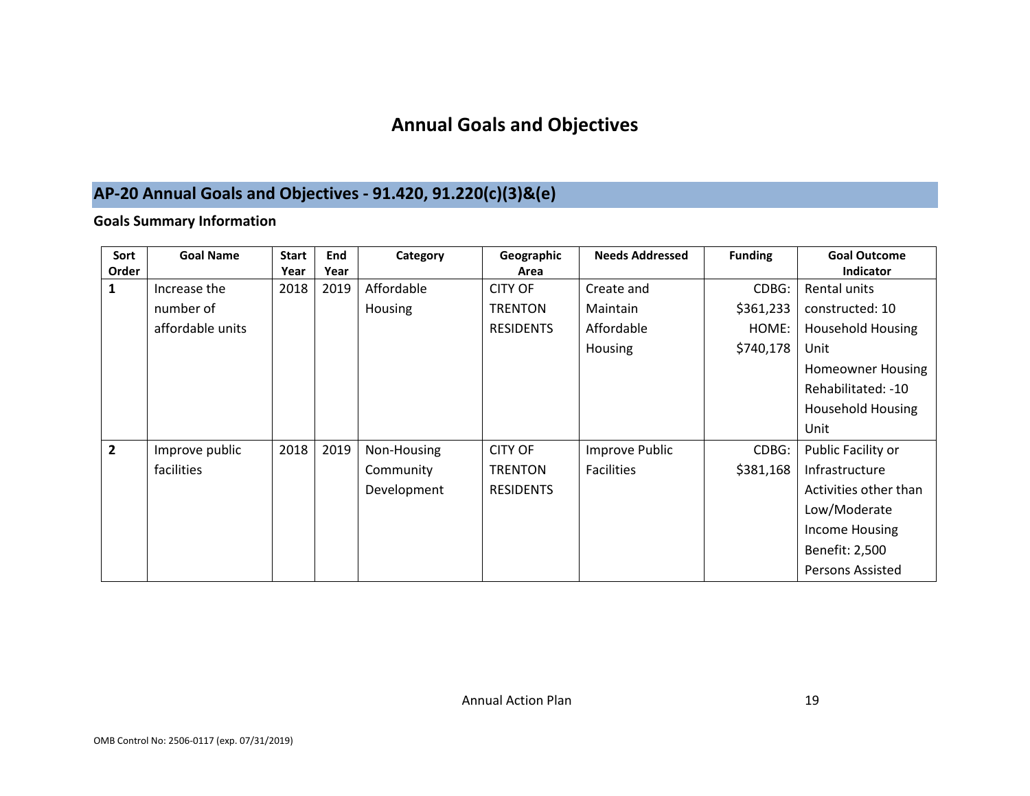# Annual Goals and Objectives

## AP-20 Annual Goals and Objectives - 91.420, 91.220(c)(3)&(e)

### Goals Summary Information

| Sort Order | Goal Name | Start Year | End Year | Category | Geographic Area | Needs Addressed | Funding | Goal Outcome Indicator |
|---|---|---|---|---|---|---|---|---|
| 1 | Increase the number of affordable units | 2018 | 2019 | Affordable Housing | CITY OF TRENTON RESIDENTS | Create and Maintain Affordable Housing | CDBG: $361,233 HOME: $740,178 | Rental units constructed: 10 Household Housing Unit Homeowner Housing Rehabilitated: -10 Household Housing Unit |
| 2 | Improve public facilities | 2018 | 2019 | Non-Housing Community Development | CITY OF TRENTON RESIDENTS | Improve Public Facilities | CDBG: $381,168 | Public Facility or Infrastructure Activities other than Low/Moderate Income Housing Benefit: 2,500 Persons Assisted |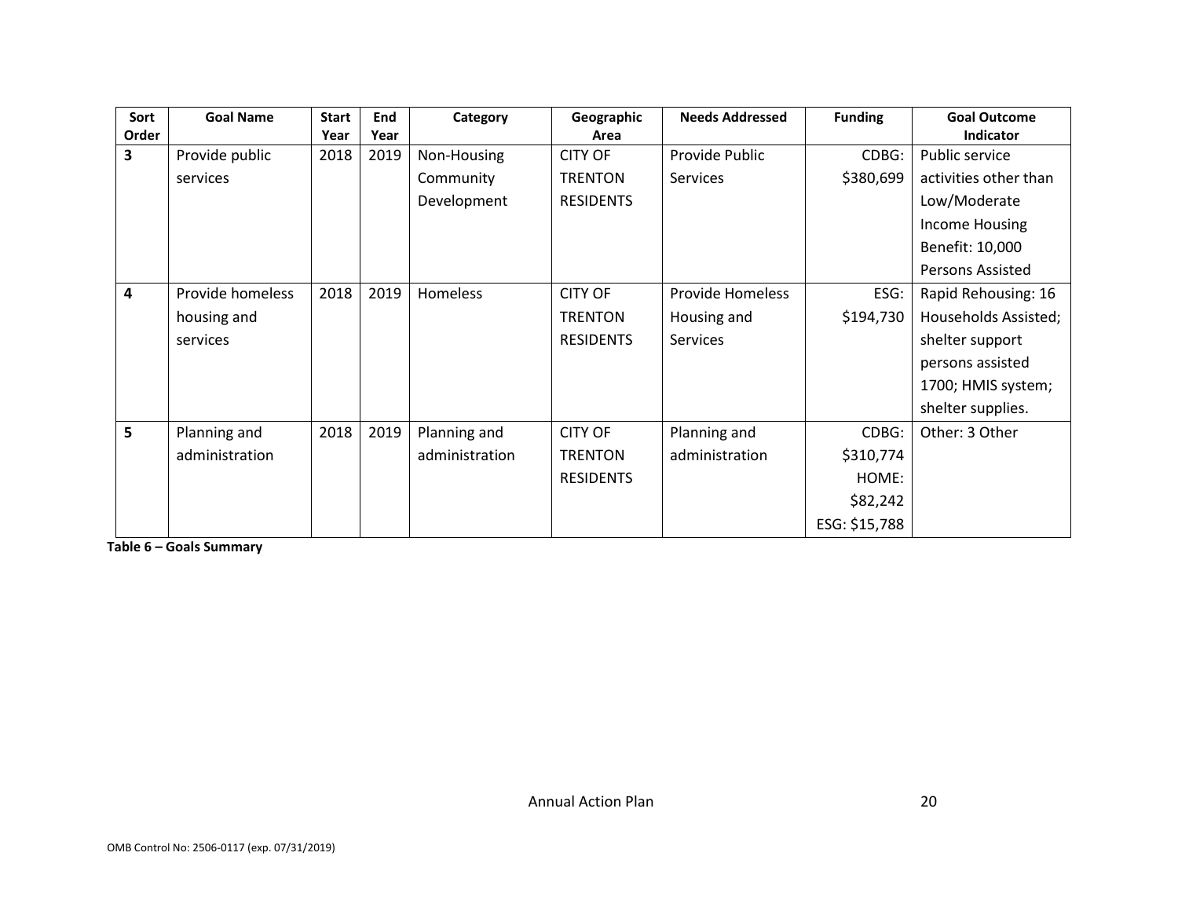| Sort Order | Goal Name | Start Year | End Year | Category | Geographic Area | Needs Addressed | Funding | Goal Outcome Indicator |
|---|---|---|---|---|---|---|---|---|
| 3 | Provide public services | 2018 | 2019 | Non-Housing Community Development | CITY OF TRENTON RESIDENTS | Provide Public Services | CDBG: $380,699 | Public service activities other than Low/Moderate Income Housing Benefit: 10,000 Persons Assisted |
| 4 | Provide homeless housing and services | 2018 | 2019 | Homeless | CITY OF TRENTON RESIDENTS | Provide Homeless Housing and Services | ESG: $194,730 | Rapid Rehousing: 16 Households Assisted; shelter support persons assisted 1700; HMIS system; shelter supplies. |
| 5 | Planning and administration | 2018 | 2019 | Planning and administration | CITY OF TRENTON RESIDENTS | Planning and administration | CDBG: $310,774 HOME: $82,242 ESG: $15,788 | Other: 3 Other |

**Table 6 – Goals Summary**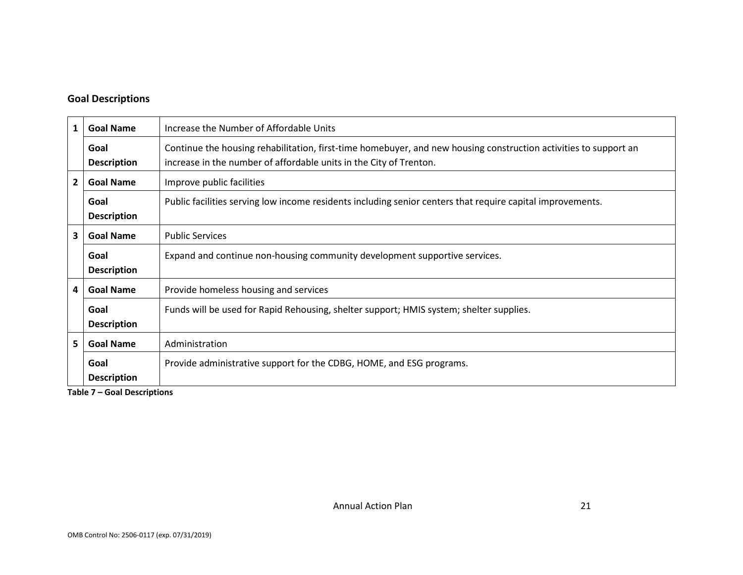## Goal Descriptions

| | | |
|---|---|---|
| 1 | **Goal Name** | Increase the Number of Affordable Units |
| | **Goal Description** | Continue the housing rehabilitation, first-time homebuyer, and new housing construction activities to support an increase in the number of affordable units in the City of Trenton. |
| 2 | **Goal Name** | Improve public facilities |
| | **Goal Description** | Public facilities serving low income residents including senior centers that require capital improvements. |
| 3 | **Goal Name** | Public Services |
| | **Goal Description** | Expand and continue non-housing community development supportive services. |
| 4 | **Goal Name** | Provide homeless housing and services |
| | **Goal Description** | Funds will be used for Rapid Rehousing, shelter support; HMIS system; shelter supplies. |
| 5 | **Goal Name** | Administration |
| | **Goal Description** | Provide administrative support for the CDBG, HOME, and ESG programs. |

**Table 7 – Goal Descriptions**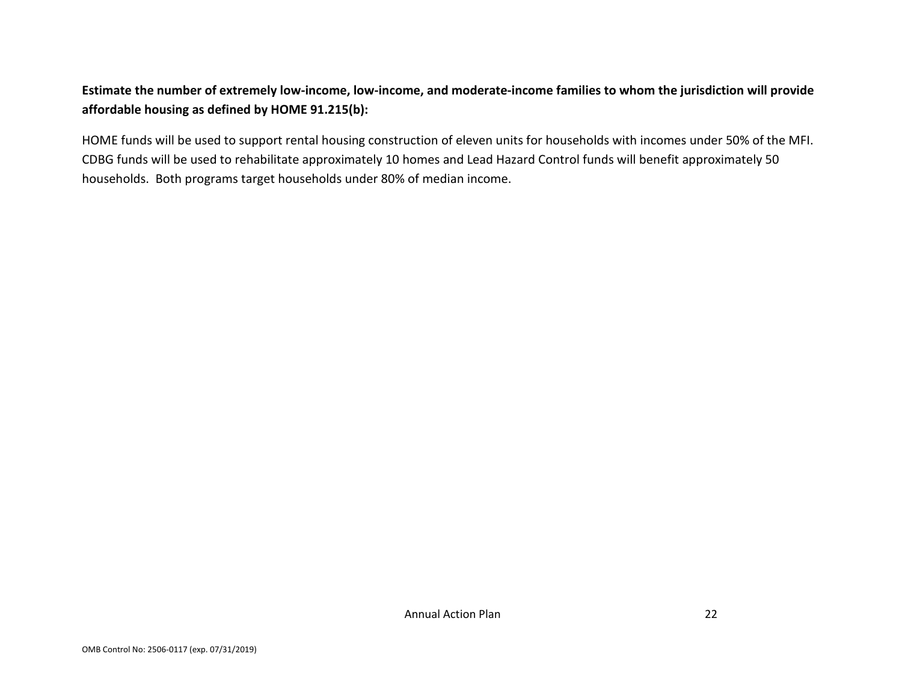**Estimate the number of extremely low-income, low-income, and moderate-income families to whom the jurisdiction will provide affordable housing as defined by HOME 91.215(b):**

HOME funds will be used to support rental housing construction of eleven units for households with incomes under 50% of the MFI. CDBG funds will be used to rehabilitate approximately 10 homes and Lead Hazard Control funds will benefit approximately 50 households. Both programs target households under 80% of median income.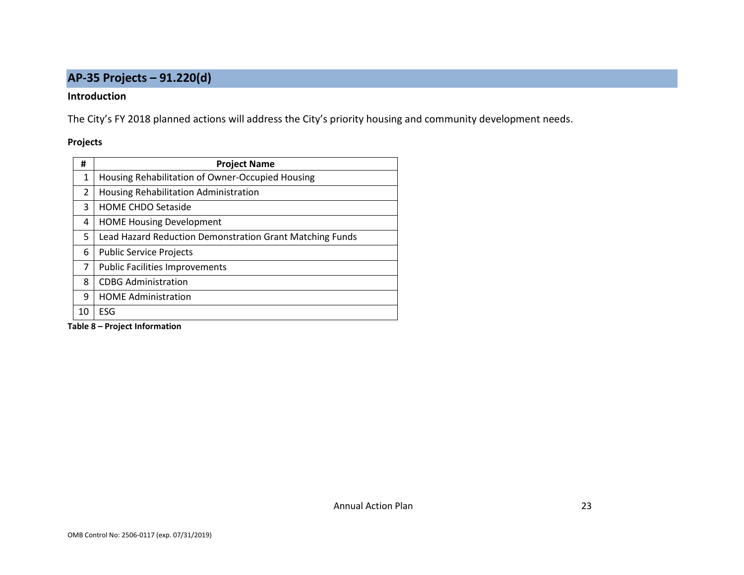## AP-35 Projects – 91.220(d)

### Introduction

The City's FY 2018 planned actions will address the City's priority housing and community development needs.

#### Projects

| # | Project Name |
|---|---|
| 1 | Housing Rehabilitation of Owner-Occupied Housing |
| 2 | Housing Rehabilitation Administration |
| 3 | HOME CHDO Setaside |
| 4 | HOME Housing Development |
| 5 | Lead Hazard Reduction Demonstration Grant Matching Funds |
| 6 | Public Service Projects |
| 7 | Public Facilities Improvements |
| 8 | CDBG Administration |
| 9 | HOME Administration |
| 10 | ESG |

**Table 8 – Project Information**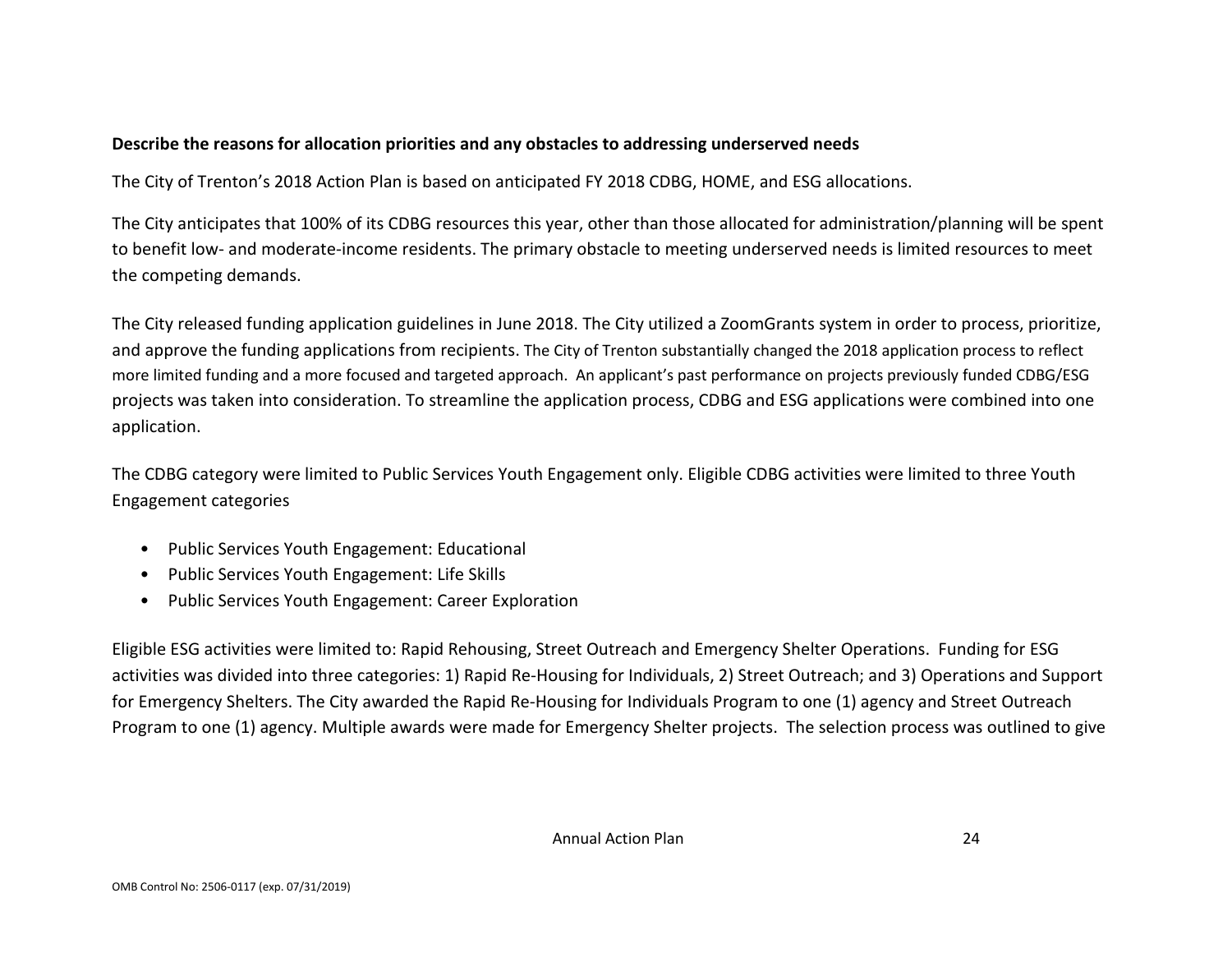**Describe the reasons for allocation priorities and any obstacles to addressing underserved needs**

The City of Trenton's 2018 Action Plan is based on anticipated FY 2018 CDBG, HOME, and ESG allocations.

The City anticipates that 100% of its CDBG resources this year, other than those allocated for administration/planning will be spent to benefit low- and moderate-income residents. The primary obstacle to meeting underserved needs is limited resources to meet the competing demands.

The City released funding application guidelines in June 2018. The City utilized a ZoomGrants system in order to process, prioritize, and approve the funding applications from recipients. The City of Trenton substantially changed the 2018 application process to reflect more limited funding and a more focused and targeted approach. An applicant's past performance on projects previously funded CDBG/ESG projects was taken into consideration. To streamline the application process, CDBG and ESG applications were combined into one application.

The CDBG category were limited to Public Services Youth Engagement only. Eligible CDBG activities were limited to three Youth Engagement categories

- Public Services Youth Engagement: Educational
- Public Services Youth Engagement: Life Skills
- Public Services Youth Engagement: Career Exploration

Eligible ESG activities were limited to: Rapid Rehousing, Street Outreach and Emergency Shelter Operations. Funding for ESG activities was divided into three categories: 1) Rapid Re-Housing for Individuals, 2) Street Outreach; and 3) Operations and Support for Emergency Shelters. The City awarded the Rapid Re-Housing for Individuals Program to one (1) agency and Street Outreach Program to one (1) agency. Multiple awards were made for Emergency Shelter projects. The selection process was outlined to give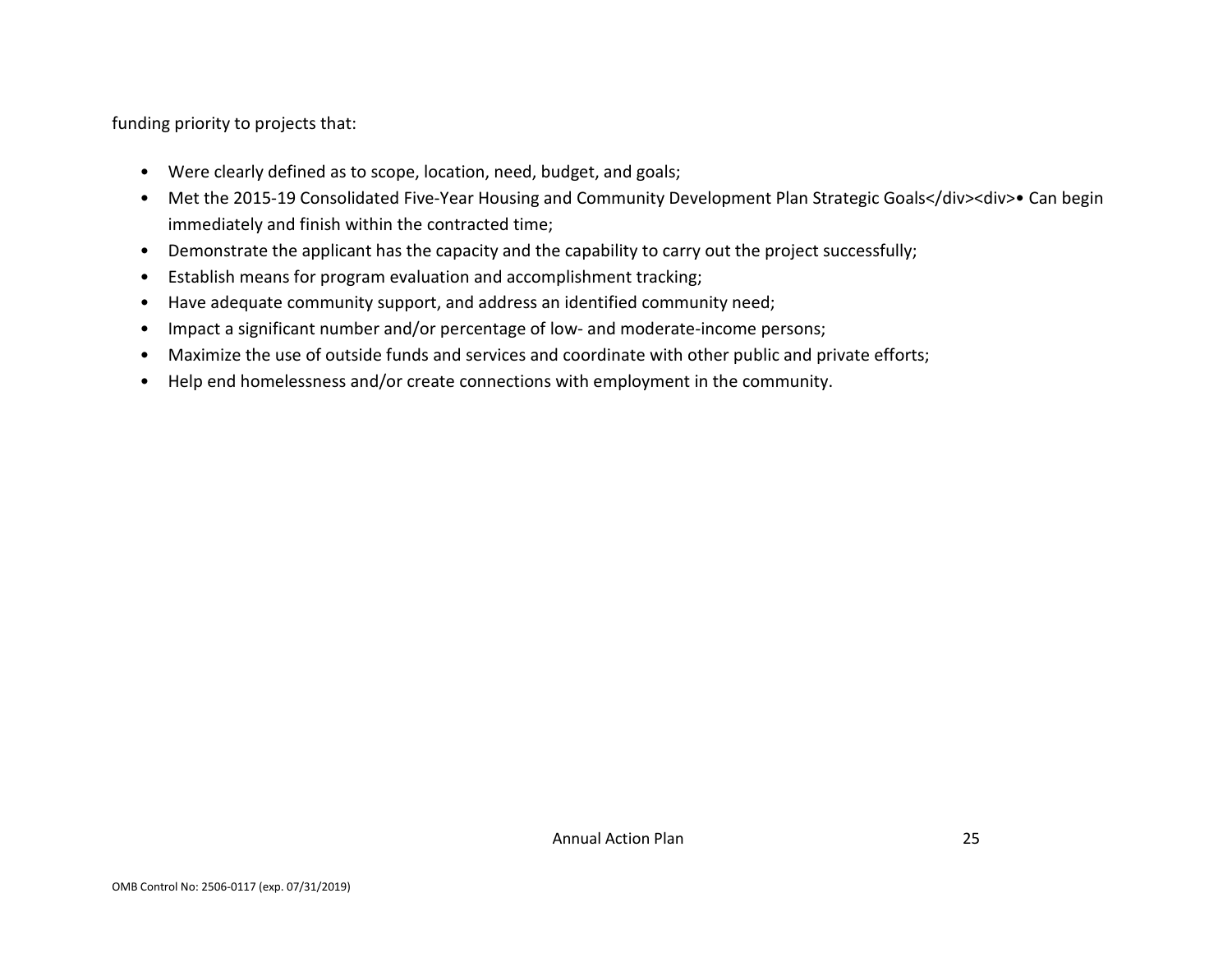funding priority to projects that:

- Were clearly defined as to scope, location, need, budget, and goals;
- Met the 2015-19 Consolidated Five-Year Housing and Community Development Plan Strategic Goals</div><div>• Can begin immediately and finish within the contracted time;
- Demonstrate the applicant has the capacity and the capability to carry out the project successfully;
- Establish means for program evaluation and accomplishment tracking;
- Have adequate community support, and address an identified community need;
- Impact a significant number and/or percentage of low- and moderate-income persons;
- Maximize the use of outside funds and services and coordinate with other public and private efforts;
- Help end homelessness and/or create connections with employment in the community.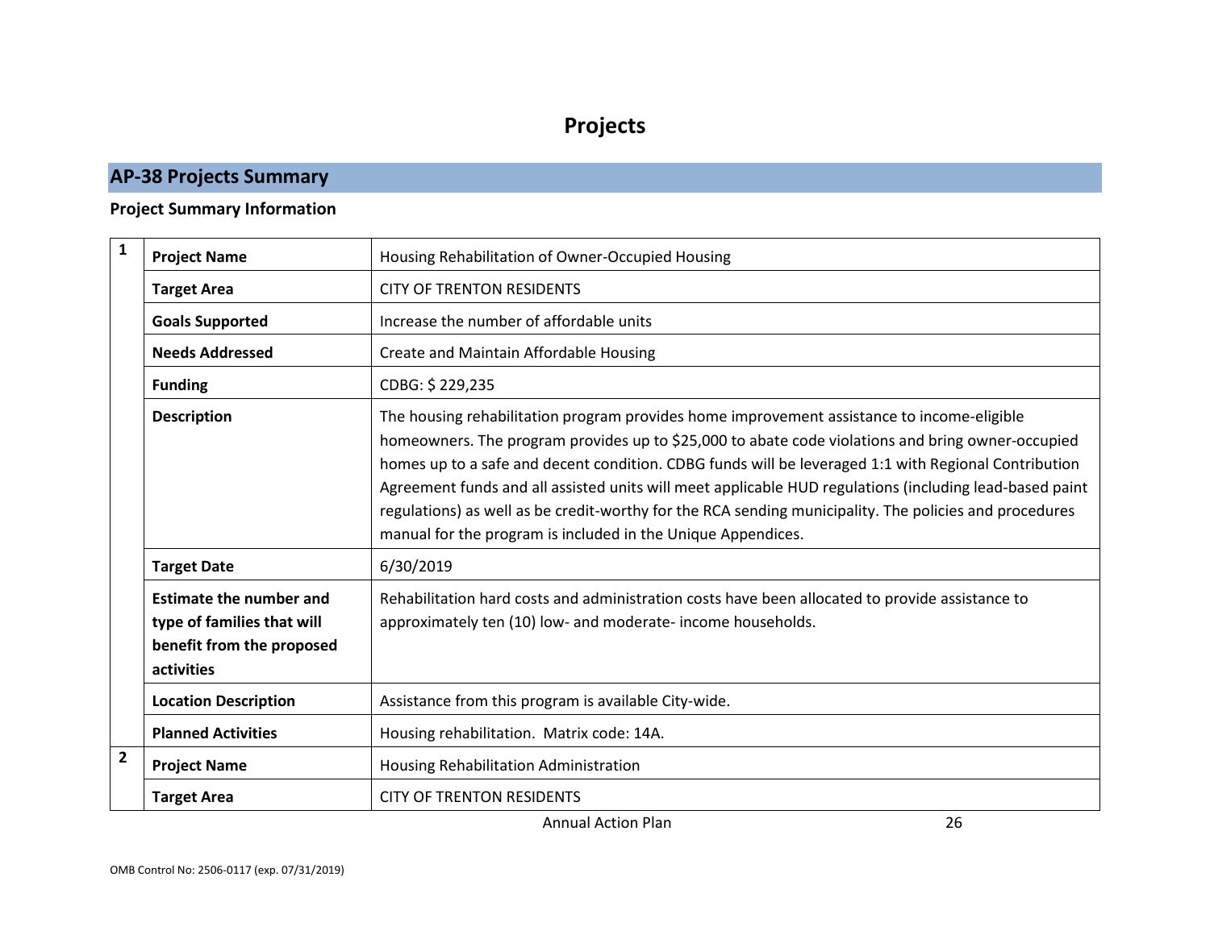# Projects

## AP-38 Projects Summary

### Project Summary Information

| | | |
|---|---|---|
| 1 | **Project Name** | Housing Rehabilitation of Owner-Occupied Housing |
| | **Target Area** | CITY OF TRENTON RESIDENTS |
| | **Goals Supported** | Increase the number of affordable units |
| | **Needs Addressed** | Create and Maintain Affordable Housing |
| | **Funding** | CDBG: $ 229,235 |
| | **Description** | The housing rehabilitation program provides home improvement assistance to income-eligible homeowners. The program provides up to $25,000 to abate code violations and bring owner-occupied homes up to a safe and decent condition. CDBG funds will be leveraged 1:1 with Regional Contribution Agreement funds and all assisted units will meet applicable HUD regulations (including lead-based paint regulations) as well as be credit-worthy for the RCA sending municipality. The policies and procedures manual for the program is included in the Unique Appendices. |
| | **Target Date** | 6/30/2019 |
| | **Estimate the number and type of families that will benefit from the proposed activities** | Rehabilitation hard costs and administration costs have been allocated to provide assistance to approximately ten (10) low- and moderate- income households. |
| | **Location Description** | Assistance from this program is available City-wide. |
| | **Planned Activities** | Housing rehabilitation. Matrix code: 14A. |
| 2 | **Project Name** | Housing Rehabilitation Administration |
| | **Target Area** | CITY OF TRENTON RESIDENTS |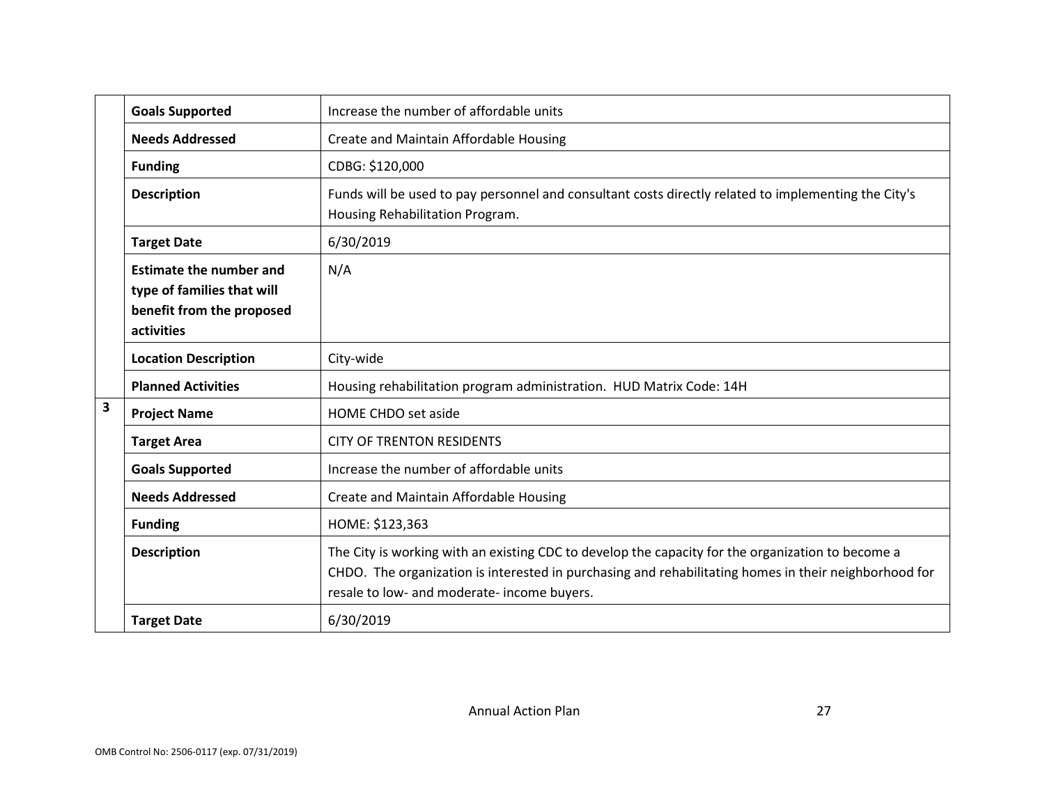| | | |
|---|---|---|
| | **Goals Supported** | Increase the number of affordable units |
| | **Needs Addressed** | Create and Maintain Affordable Housing |
| | **Funding** | CDBG: $120,000 |
| | **Description** | Funds will be used to pay personnel and consultant costs directly related to implementing the City's Housing Rehabilitation Program. |
| | **Target Date** | 6/30/2019 |
| | **Estimate the number and type of families that will benefit from the proposed activities** | N/A |
| | **Location Description** | City-wide |
| | **Planned Activities** | Housing rehabilitation program administration. HUD Matrix Code: 14H |
| **3** | **Project Name** | HOME CHDO set aside |
| | **Target Area** | CITY OF TRENTON RESIDENTS |
| | **Goals Supported** | Increase the number of affordable units |
| | **Needs Addressed** | Create and Maintain Affordable Housing |
| | **Funding** | HOME: $123,363 |
| | **Description** | The City is working with an existing CDC to develop the capacity for the organization to become a CHDO. The organization is interested in purchasing and rehabilitating homes in their neighborhood for resale to low- and moderate- income buyers. |
| | **Target Date** | 6/30/2019 |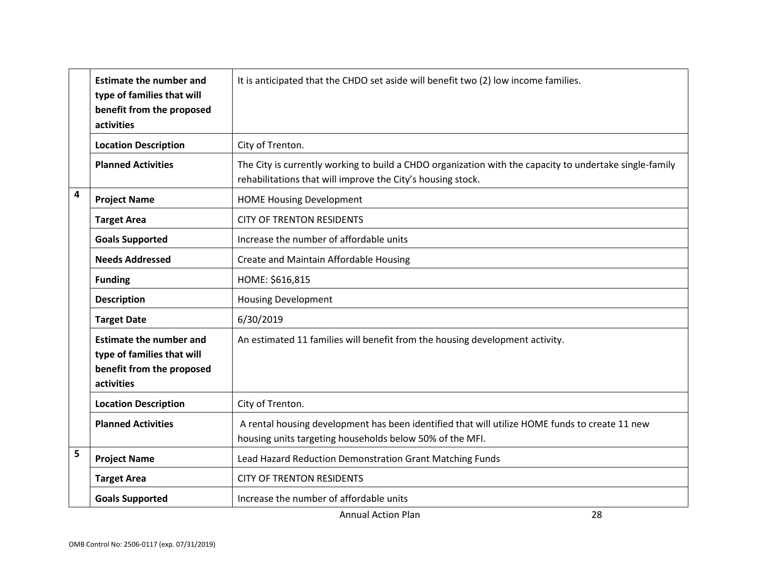| | | |
|---|---|---|
| | **Estimate the number and type of families that will benefit from the proposed activities** | It is anticipated that the CHDO set aside will benefit two (2) low income families. |
| | **Location Description** | City of Trenton. |
| | **Planned Activities** | The City is currently working to build a CHDO organization with the capacity to undertake single-family rehabilitations that will improve the City's housing stock. |
| **4** | **Project Name** | HOME Housing Development |
| | **Target Area** | CITY OF TRENTON RESIDENTS |
| | **Goals Supported** | Increase the number of affordable units |
| | **Needs Addressed** | Create and Maintain Affordable Housing |
| | **Funding** | HOME: $616,815 |
| | **Description** | Housing Development |
| | **Target Date** | 6/30/2019 |
| | **Estimate the number and type of families that will benefit from the proposed activities** | An estimated 11 families will benefit from the housing development activity. |
| | **Location Description** | City of Trenton. |
| | **Planned Activities** | A rental housing development has been identified that will utilize HOME funds to create 11 new housing units targeting households below 50% of the MFI. |
| **5** | **Project Name** | Lead Hazard Reduction Demonstration Grant Matching Funds |
| | **Target Area** | CITY OF TRENTON RESIDENTS |
| | **Goals Supported** | Increase the number of affordable units |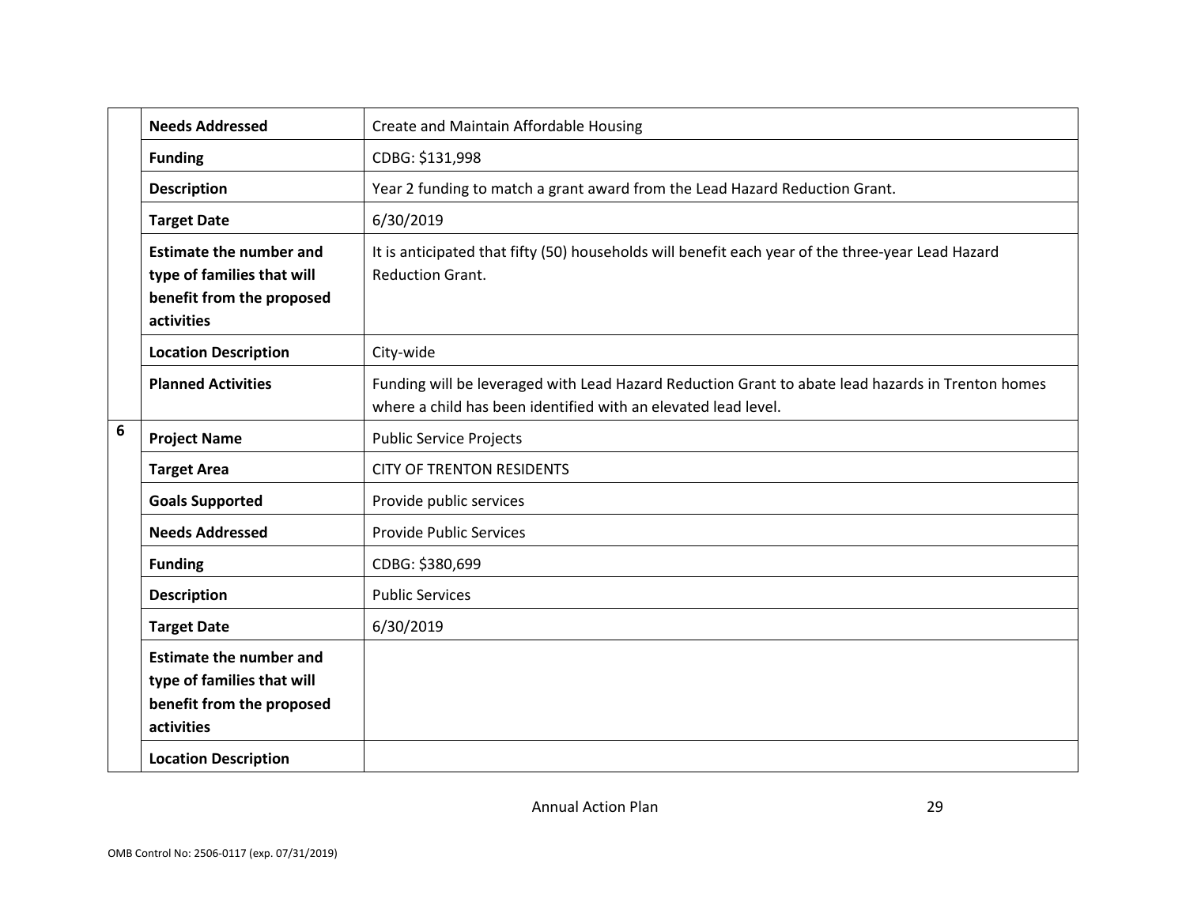| | | |
|---|---|---|
| | **Needs Addressed** | Create and Maintain Affordable Housing |
| | **Funding** | CDBG: $131,998 |
| | **Description** | Year 2 funding to match a grant award from the Lead Hazard Reduction Grant. |
| | **Target Date** | 6/30/2019 |
| | **Estimate the number and type of families that will benefit from the proposed activities** | It is anticipated that fifty (50) households will benefit each year of the three-year Lead Hazard Reduction Grant. |
| | **Location Description** | City-wide |
| | **Planned Activities** | Funding will be leveraged with Lead Hazard Reduction Grant to abate lead hazards in Trenton homes where a child has been identified with an elevated lead level. |
| **6** | **Project Name** | Public Service Projects |
| | **Target Area** | CITY OF TRENTON RESIDENTS |
| | **Goals Supported** | Provide public services |
| | **Needs Addressed** | Provide Public Services |
| | **Funding** | CDBG: $380,699 |
| | **Description** | Public Services |
| | **Target Date** | 6/30/2019 |
| | **Estimate the number and type of families that will benefit from the proposed activities** | |
| | **Location Description** | |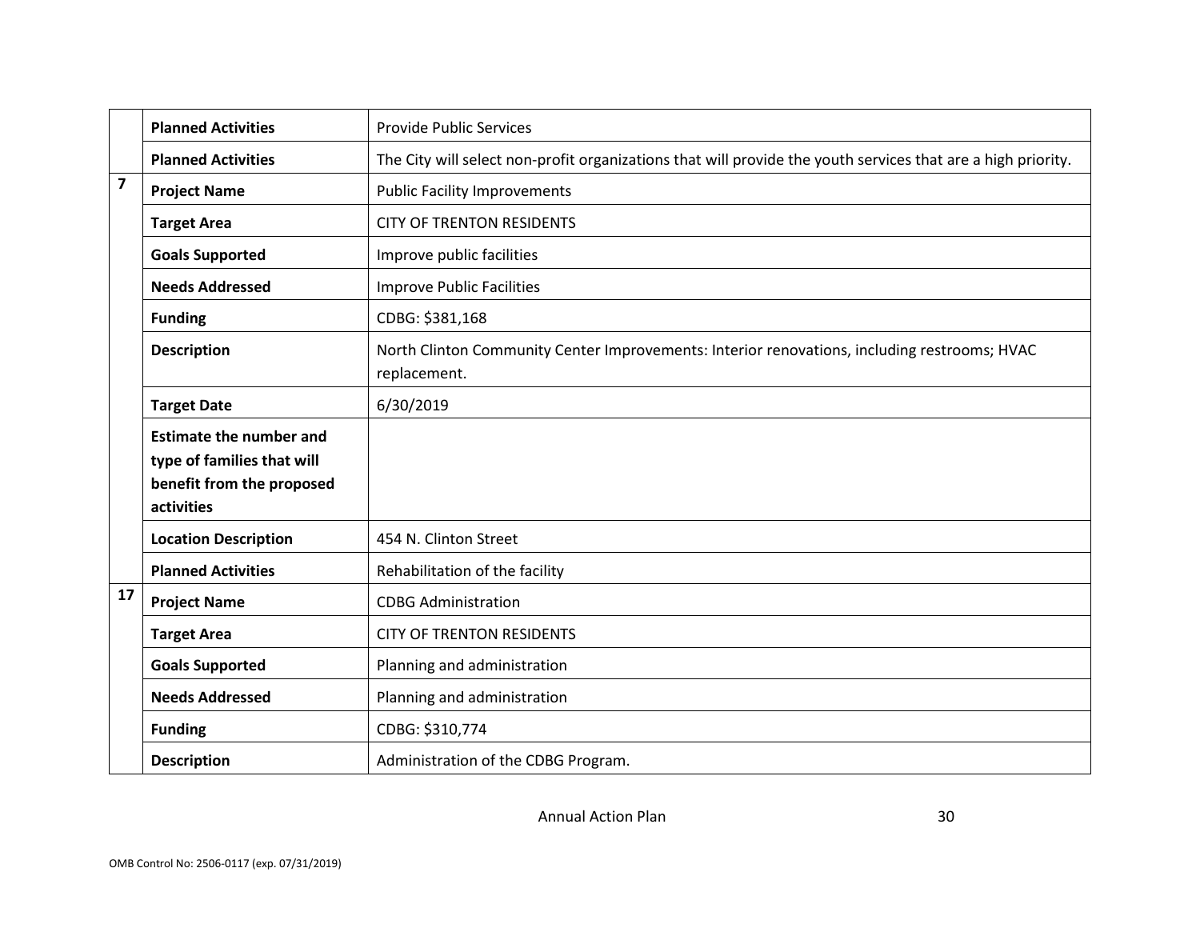| | | |
|---|---|---|
| | **Planned Activities** | Provide Public Services |
| | **Planned Activities** | The City will select non-profit organizations that will provide the youth services that are a high priority. |
| **7** | **Project Name** | Public Facility Improvements |
| | **Target Area** | CITY OF TRENTON RESIDENTS |
| | **Goals Supported** | Improve public facilities |
| | **Needs Addressed** | Improve Public Facilities |
| | **Funding** | CDBG: $381,168 |
| | **Description** | North Clinton Community Center Improvements: Interior renovations, including restrooms; HVAC replacement. |
| | **Target Date** | 6/30/2019 |
| | **Estimate the number and type of families that will benefit from the proposed activities** | |
| | **Location Description** | 454 N. Clinton Street |
| | **Planned Activities** | Rehabilitation of the facility |
| **17** | **Project Name** | CDBG Administration |
| | **Target Area** | CITY OF TRENTON RESIDENTS |
| | **Goals Supported** | Planning and administration |
| | **Needs Addressed** | Planning and administration |
| | **Funding** | CDBG: $310,774 |
| | **Description** | Administration of the CDBG Program. |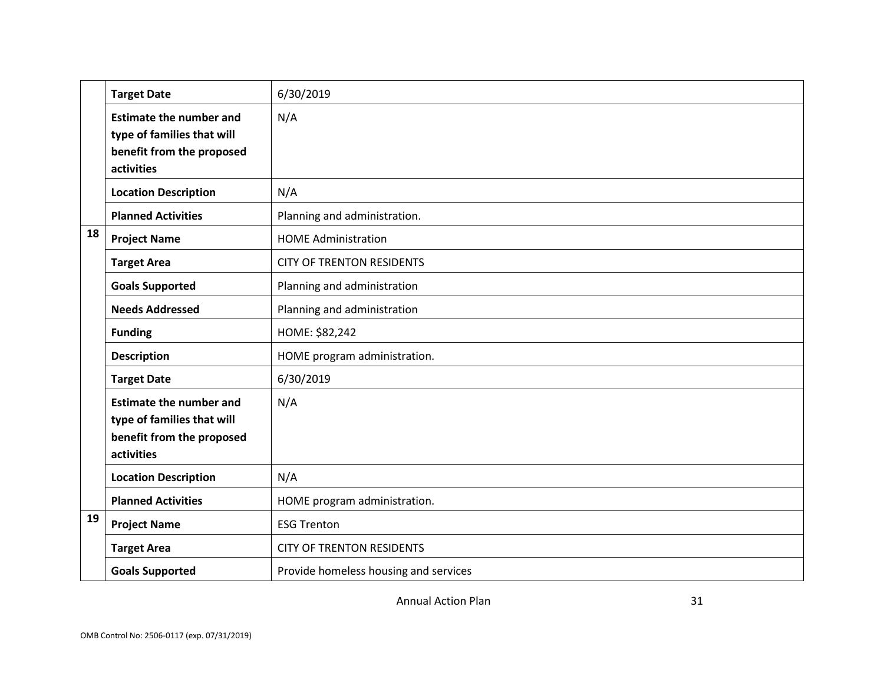| | | |
|---|---|---|
| | **Target Date** | 6/30/2019 |
| | **Estimate the number and type of families that will benefit from the proposed activities** | N/A |
| | **Location Description** | N/A |
| | **Planned Activities** | Planning and administration. |
| **18** | **Project Name** | HOME Administration |
| | **Target Area** | CITY OF TRENTON RESIDENTS |
| | **Goals Supported** | Planning and administration |
| | **Needs Addressed** | Planning and administration |
| | **Funding** | HOME: $82,242 |
| | **Description** | HOME program administration. |
| | **Target Date** | 6/30/2019 |
| | **Estimate the number and type of families that will benefit from the proposed activities** | N/A |
| | **Location Description** | N/A |
| | **Planned Activities** | HOME program administration. |
| **19** | **Project Name** | ESG Trenton |
| | **Target Area** | CITY OF TRENTON RESIDENTS |
| | **Goals Supported** | Provide homeless housing and services |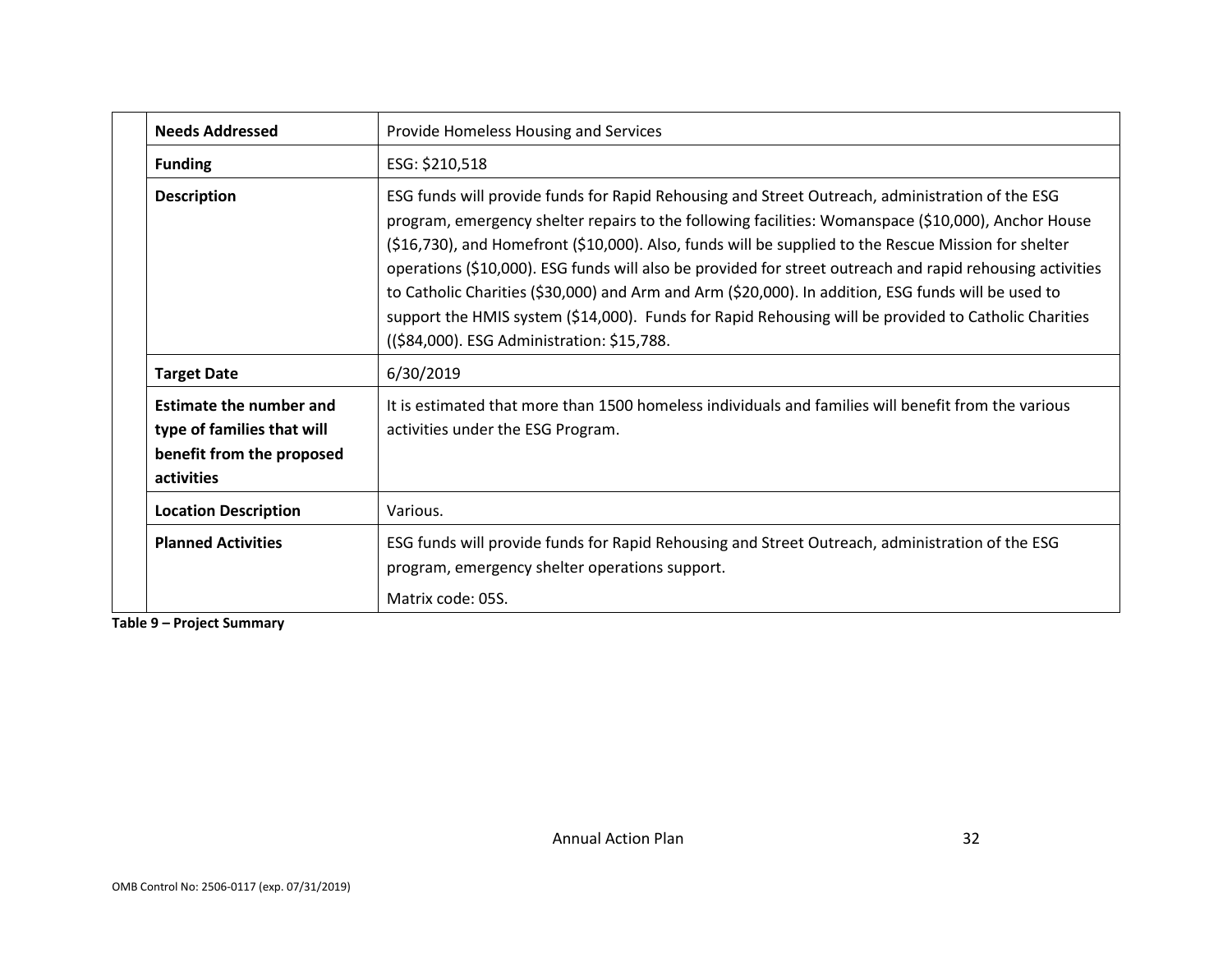| | | |
|---|---|---|
| | **Needs Addressed** | Provide Homeless Housing and Services |
| | **Funding** | ESG: $210,518 |
| | **Description** | ESG funds will provide funds for Rapid Rehousing and Street Outreach, administration of the ESG program, emergency shelter repairs to the following facilities: Womanspace ($10,000), Anchor House ($16,730), and Homefront ($10,000). Also, funds will be supplied to the Rescue Mission for shelter operations ($10,000). ESG funds will also be provided for street outreach and rapid rehousing activities to Catholic Charities ($30,000) and Arm and Arm ($20,000). In addition, ESG funds will be used to support the HMIS system ($14,000). Funds for Rapid Rehousing will be provided to Catholic Charities (($84,000). ESG Administration: $15,788. |
| | **Target Date** | 6/30/2019 |
| | **Estimate the number and type of families that will benefit from the proposed activities** | It is estimated that more than 1500 homeless individuals and families will benefit from the various activities under the ESG Program. |
| | **Location Description** | Various. |
| | **Planned Activities** | ESG funds will provide funds for Rapid Rehousing and Street Outreach, administration of the ESG program, emergency shelter operations support.<br>Matrix code: 05S. |

**Table 9 – Project Summary**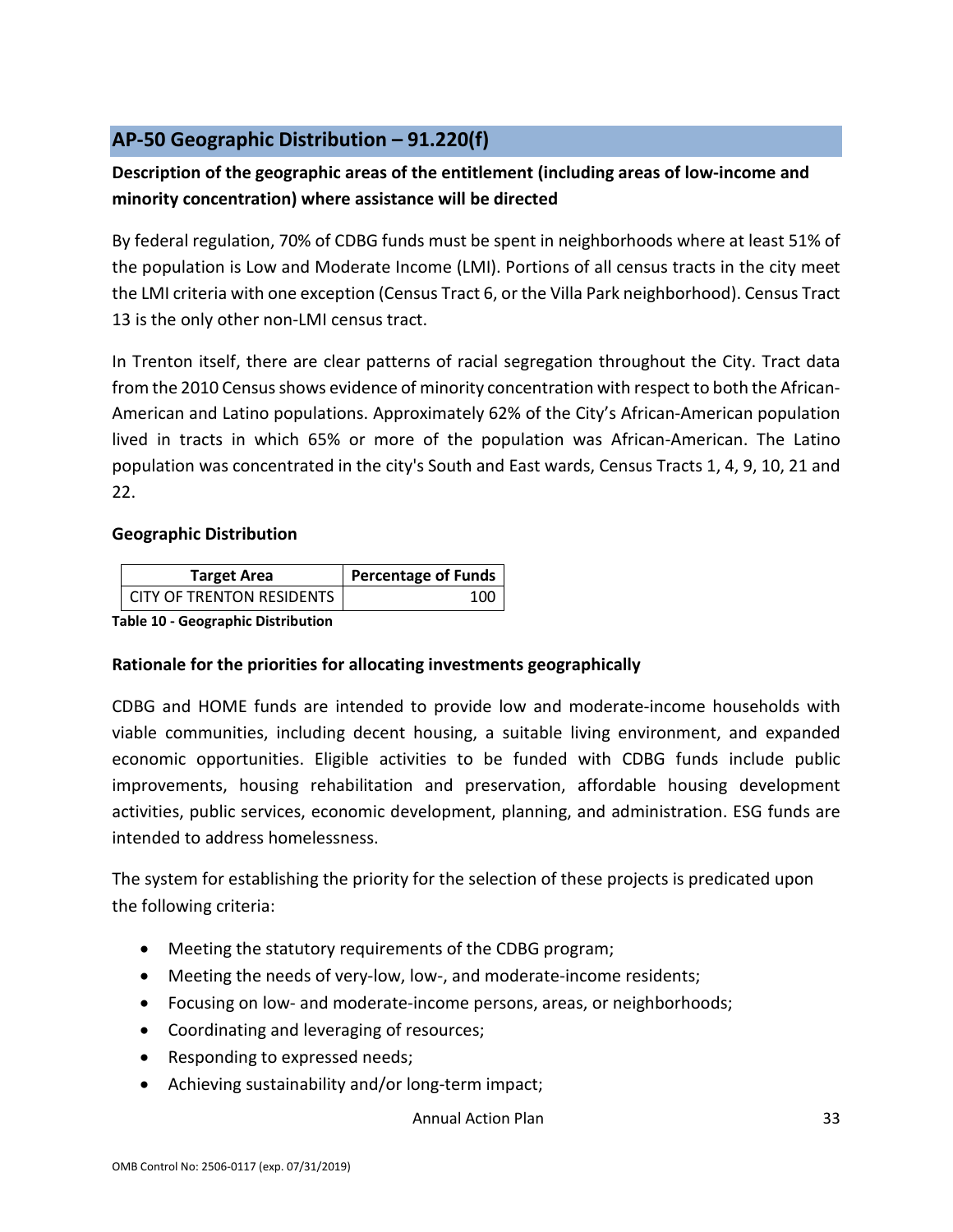## AP-50 Geographic Distribution – 91.220(f)

**Description of the geographic areas of the entitlement (including areas of low-income and minority concentration) where assistance will be directed**

By federal regulation, 70% of CDBG funds must be spent in neighborhoods where at least 51% of the population is Low and Moderate Income (LMI). Portions of all census tracts in the city meet the LMI criteria with one exception (Census Tract 6, or the Villa Park neighborhood). Census Tract 13 is the only other non-LMI census tract.

In Trenton itself, there are clear patterns of racial segregation throughout the City. Tract data from the 2010 Census shows evidence of minority concentration with respect to both the African-American and Latino populations. Approximately 62% of the City's African-American population lived in tracts in which 65% or more of the population was African-American. The Latino population was concentrated in the city's South and East wards, Census Tracts 1, 4, 9, 10, 21 and 22.

**Geographic Distribution**

| Target Area | Percentage of Funds |
|---|---|
| CITY OF TRENTON RESIDENTS | 100 |

**Table 10 - Geographic Distribution**

**Rationale for the priorities for allocating investments geographically**

CDBG and HOME funds are intended to provide low and moderate-income households with viable communities, including decent housing, a suitable living environment, and expanded economic opportunities. Eligible activities to be funded with CDBG funds include public improvements, housing rehabilitation and preservation, affordable housing development activities, public services, economic development, planning, and administration. ESG funds are intended to address homelessness.

The system for establishing the priority for the selection of these projects is predicated upon the following criteria:

- Meeting the statutory requirements of the CDBG program;
- Meeting the needs of very-low, low-, and moderate-income residents;
- Focusing on low- and moderate-income persons, areas, or neighborhoods;
- Coordinating and leveraging of resources;
- Responding to expressed needs;
- Achieving sustainability and/or long-term impact;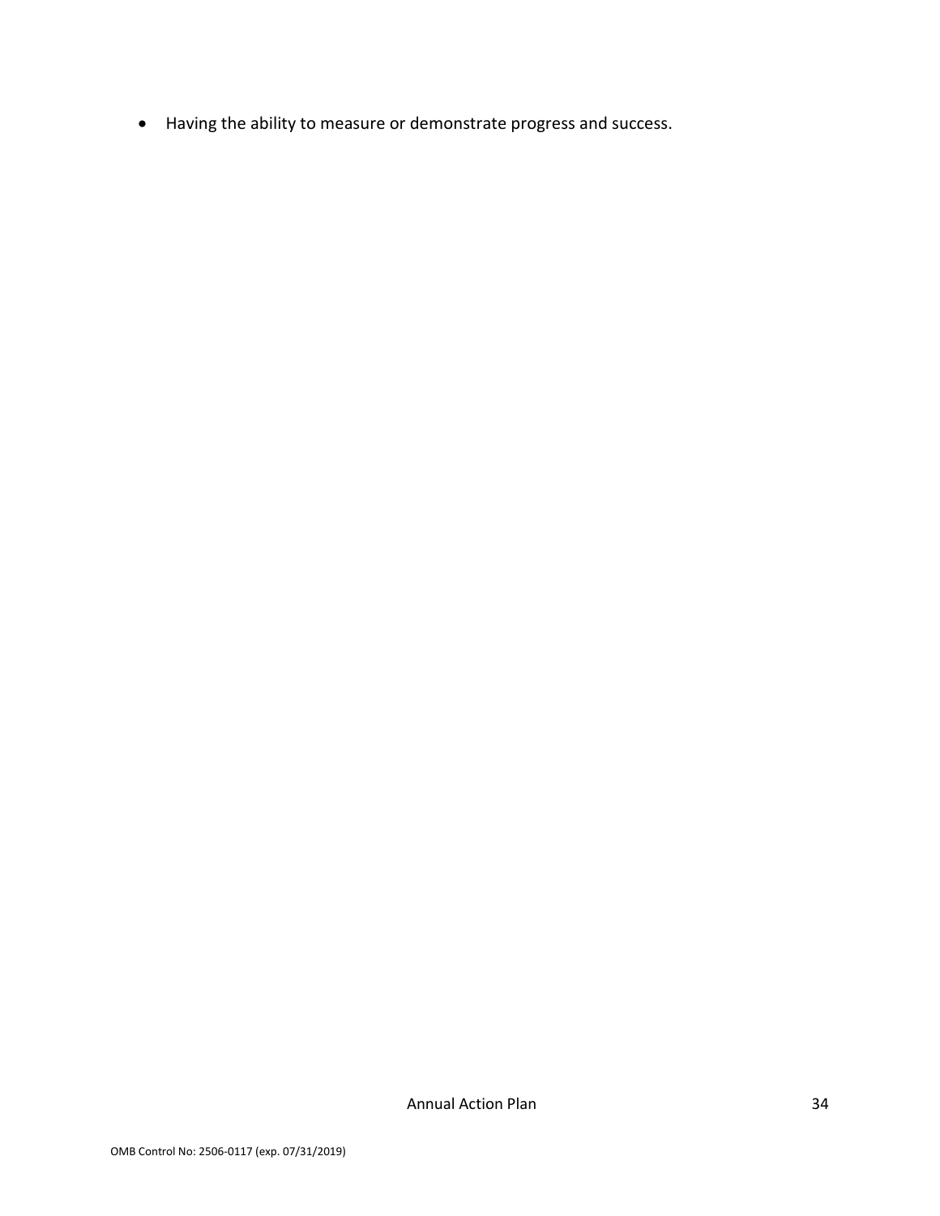- Having the ability to measure or demonstrate progress and success.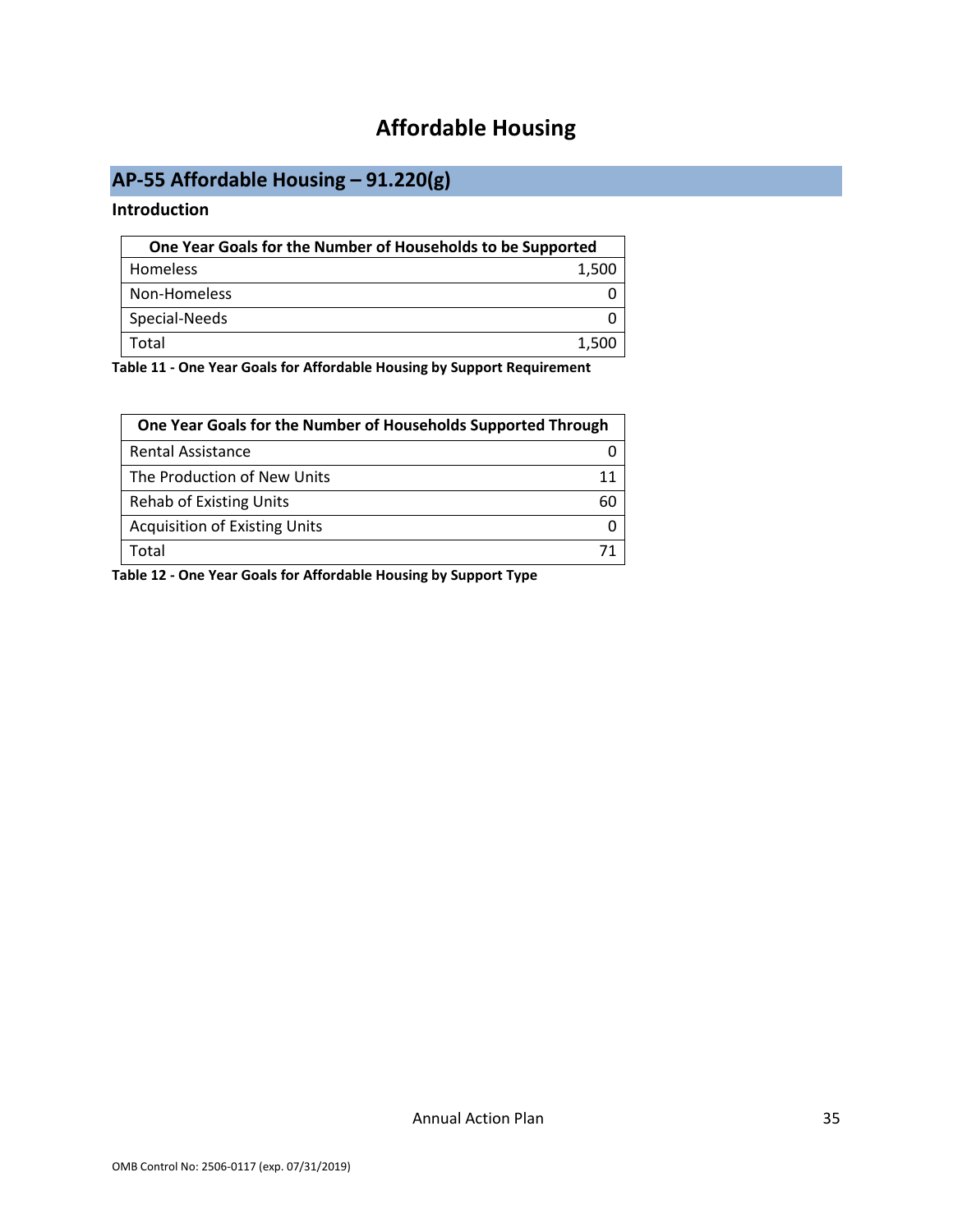# Affordable Housing

## AP-55 Affordable Housing – 91.220(g)

### Introduction

| One Year Goals for the Number of Households to be Supported | |
|---|---|
| Homeless | 1,500 |
| Non-Homeless | 0 |
| Special-Needs | 0 |
| Total | 1,500 |

**Table 11 - One Year Goals for Affordable Housing by Support Requirement**

| One Year Goals for the Number of Households Supported Through | |
|---|---|
| Rental Assistance | 0 |
| The Production of New Units | 11 |
| Rehab of Existing Units | 60 |
| Acquisition of Existing Units | 0 |
| Total | 71 |

**Table 12 - One Year Goals for Affordable Housing by Support Type**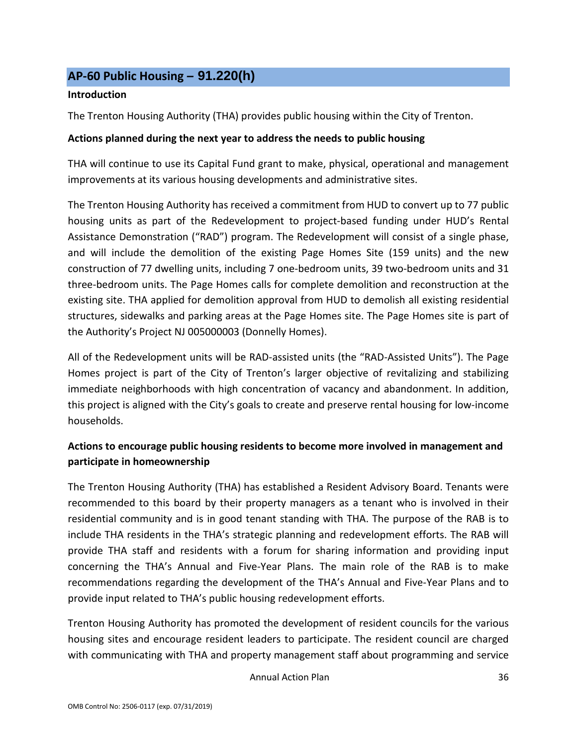## AP-60 Public Housing – 91.220(h)

**Introduction**

The Trenton Housing Authority (THA) provides public housing within the City of Trenton.

**Actions planned during the next year to address the needs to public housing**

THA will continue to use its Capital Fund grant to make, physical, operational and management improvements at its various housing developments and administrative sites.

The Trenton Housing Authority has received a commitment from HUD to convert up to 77 public housing units as part of the Redevelopment to project-based funding under HUD's Rental Assistance Demonstration ("RAD") program. The Redevelopment will consist of a single phase, and will include the demolition of the existing Page Homes Site (159 units) and the new construction of 77 dwelling units, including 7 one-bedroom units, 39 two-bedroom units and 31 three-bedroom units. The Page Homes calls for complete demolition and reconstruction at the existing site. THA applied for demolition approval from HUD to demolish all existing residential structures, sidewalks and parking areas at the Page Homes site. The Page Homes site is part of the Authority's Project NJ 005000003 (Donnelly Homes).

All of the Redevelopment units will be RAD-assisted units (the "RAD-Assisted Units"). The Page Homes project is part of the City of Trenton's larger objective of revitalizing and stabilizing immediate neighborhoods with high concentration of vacancy and abandonment. In addition, this project is aligned with the City's goals to create and preserve rental housing for low-income households.

**Actions to encourage public housing residents to become more involved in management and participate in homeownership**

The Trenton Housing Authority (THA) has established a Resident Advisory Board. Tenants were recommended to this board by their property managers as a tenant who is involved in their residential community and is in good tenant standing with THA. The purpose of the RAB is to include THA residents in the THA's strategic planning and redevelopment efforts. The RAB will provide THA staff and residents with a forum for sharing information and providing input concerning the THA's Annual and Five-Year Plans. The main role of the RAB is to make recommendations regarding the development of the THA's Annual and Five-Year Plans and to provide input related to THA's public housing redevelopment efforts.

Trenton Housing Authority has promoted the development of resident councils for the various housing sites and encourage resident leaders to participate. The resident council are charged with communicating with THA and property management staff about programming and service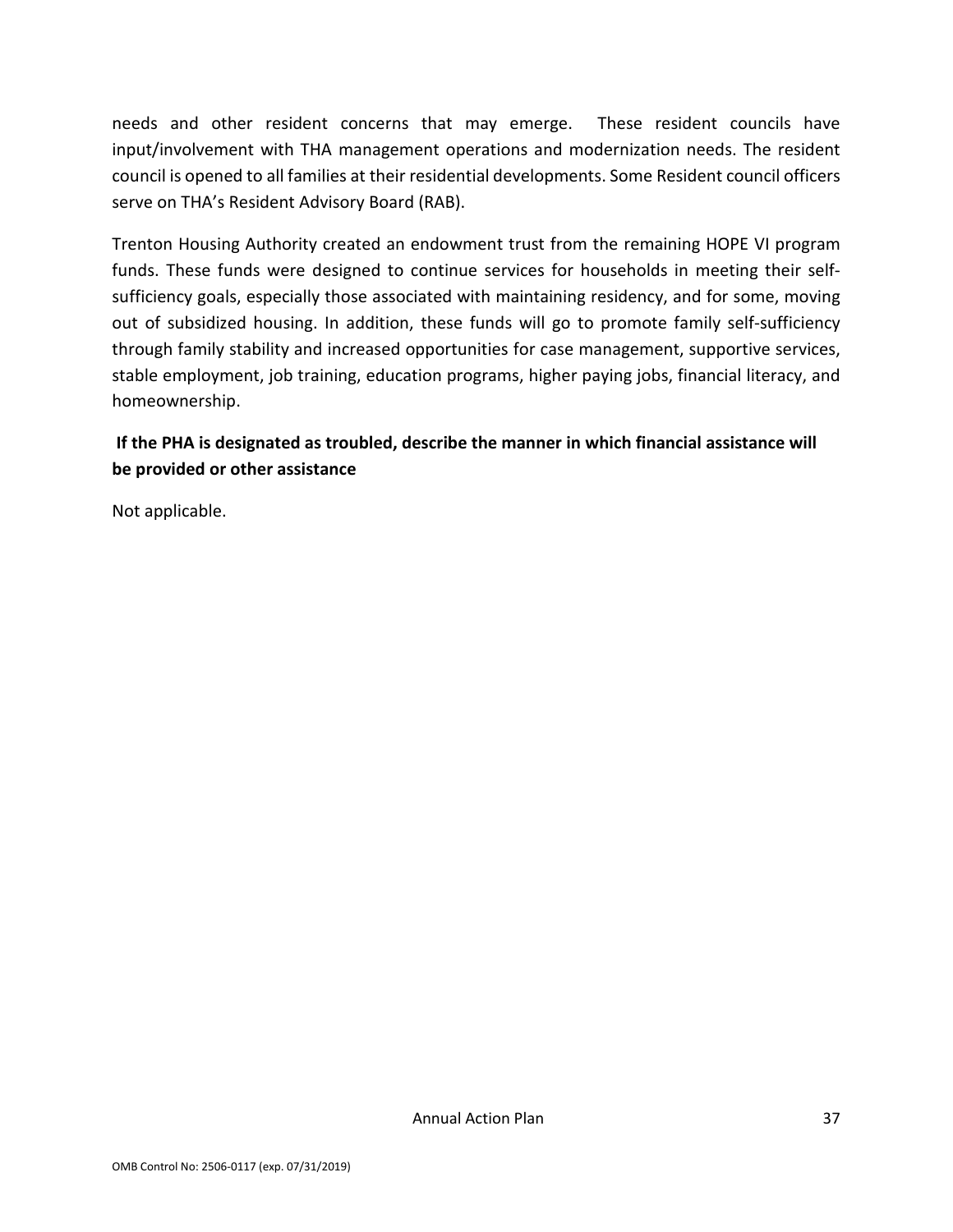needs and other resident concerns that may emerge. These resident councils have input/involvement with THA management operations and modernization needs. The resident council is opened to all families at their residential developments. Some Resident council officers serve on THA's Resident Advisory Board (RAB).

Trenton Housing Authority created an endowment trust from the remaining HOPE VI program funds. These funds were designed to continue services for households in meeting their self-sufficiency goals, especially those associated with maintaining residency, and for some, moving out of subsidized housing. In addition, these funds will go to promote family self-sufficiency through family stability and increased opportunities for case management, supportive services, stable employment, job training, education programs, higher paying jobs, financial literacy, and homeownership.

**If the PHA is designated as troubled, describe the manner in which financial assistance will be provided or other assistance**

Not applicable.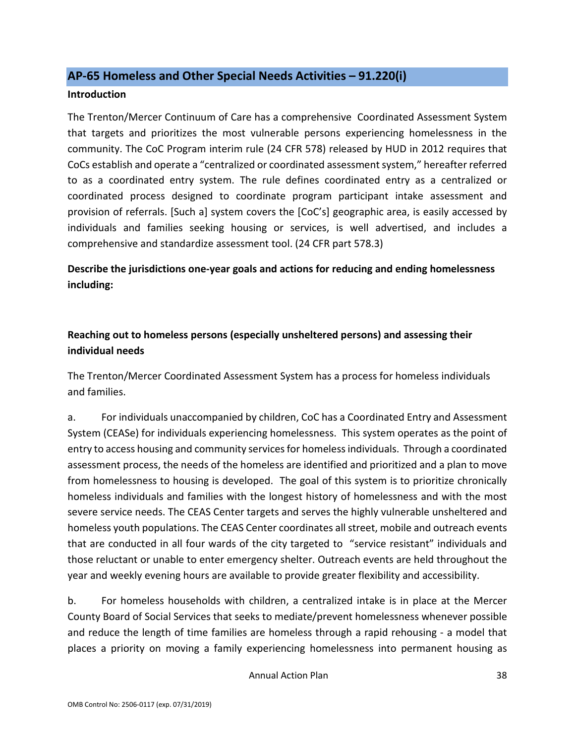## AP-65 Homeless and Other Special Needs Activities – 91.220(i)

**Introduction**

The Trenton/Mercer Continuum of Care has a comprehensive Coordinated Assessment System that targets and prioritizes the most vulnerable persons experiencing homelessness in the community. The CoC Program interim rule (24 CFR 578) released by HUD in 2012 requires that CoCs establish and operate a "centralized or coordinated assessment system," hereafter referred to as a coordinated entry system. The rule defines coordinated entry as a centralized or coordinated process designed to coordinate program participant intake assessment and provision of referrals. [Such a] system covers the [CoC's] geographic area, is easily accessed by individuals and families seeking housing or services, is well advertised, and includes a comprehensive and standardize assessment tool. (24 CFR part 578.3)

**Describe the jurisdictions one-year goals and actions for reducing and ending homelessness including:**

**Reaching out to homeless persons (especially unsheltered persons) and assessing their individual needs**

The Trenton/Mercer Coordinated Assessment System has a process for homeless individuals and families.

a. For individuals unaccompanied by children, CoC has a Coordinated Entry and Assessment System (CEASe) for individuals experiencing homelessness. This system operates as the point of entry to access housing and community services for homeless individuals. Through a coordinated assessment process, the needs of the homeless are identified and prioritized and a plan to move from homelessness to housing is developed. The goal of this system is to prioritize chronically homeless individuals and families with the longest history of homelessness and with the most severe service needs. The CEAS Center targets and serves the highly vulnerable unsheltered and homeless youth populations. The CEAS Center coordinates all street, mobile and outreach events that are conducted in all four wards of the city targeted to "service resistant" individuals and those reluctant or unable to enter emergency shelter. Outreach events are held throughout the year and weekly evening hours are available to provide greater flexibility and accessibility.

b. For homeless households with children, a centralized intake is in place at the Mercer County Board of Social Services that seeks to mediate/prevent homelessness whenever possible and reduce the length of time families are homeless through a rapid rehousing - a model that places a priority on moving a family experiencing homelessness into permanent housing as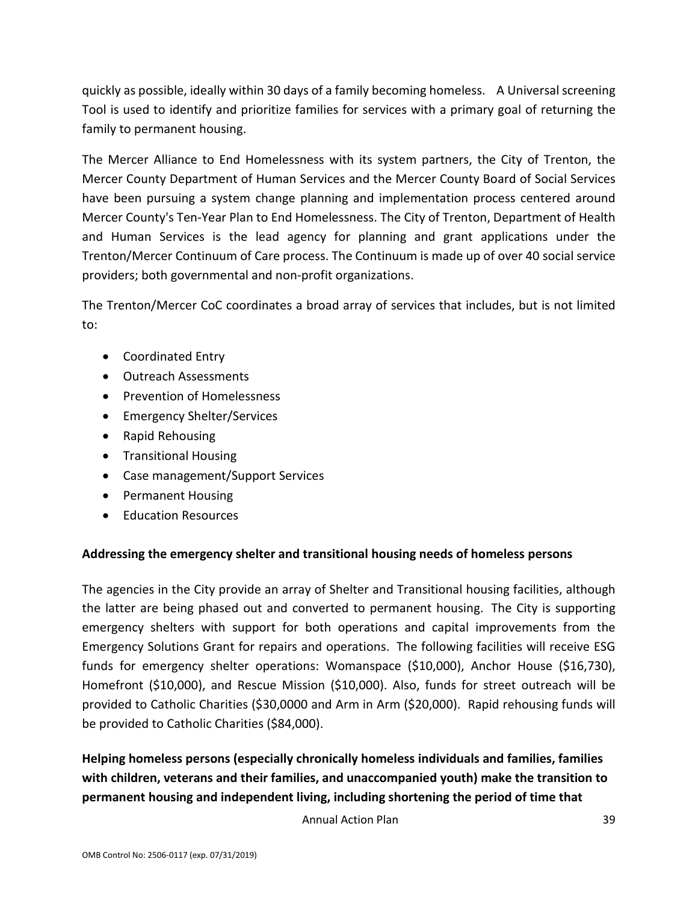quickly as possible, ideally within 30 days of a family becoming homeless. A Universal screening Tool is used to identify and prioritize families for services with a primary goal of returning the family to permanent housing.

The Mercer Alliance to End Homelessness with its system partners, the City of Trenton, the Mercer County Department of Human Services and the Mercer County Board of Social Services have been pursuing a system change planning and implementation process centered around Mercer County's Ten-Year Plan to End Homelessness. The City of Trenton, Department of Health and Human Services is the lead agency for planning and grant applications under the Trenton/Mercer Continuum of Care process. The Continuum is made up of over 40 social service providers; both governmental and non-profit organizations.

The Trenton/Mercer CoC coordinates a broad array of services that includes, but is not limited to:

- Coordinated Entry
- Outreach Assessments
- Prevention of Homelessness
- Emergency Shelter/Services
- Rapid Rehousing
- Transitional Housing
- Case management/Support Services
- Permanent Housing
- Education Resources

**Addressing the emergency shelter and transitional housing needs of homeless persons**

The agencies in the City provide an array of Shelter and Transitional housing facilities, although the latter are being phased out and converted to permanent housing. The City is supporting emergency shelters with support for both operations and capital improvements from the Emergency Solutions Grant for repairs and operations. The following facilities will receive ESG funds for emergency shelter operations: Womanspace ($10,000), Anchor House ($16,730), Homefront ($10,000), and Rescue Mission ($10,000). Also, funds for street outreach will be provided to Catholic Charities ($30,0000 and Arm in Arm ($20,000). Rapid rehousing funds will be provided to Catholic Charities ($84,000).

**Helping homeless persons (especially chronically homeless individuals and families, families with children, veterans and their families, and unaccompanied youth) make the transition to permanent housing and independent living, including shortening the period of time that**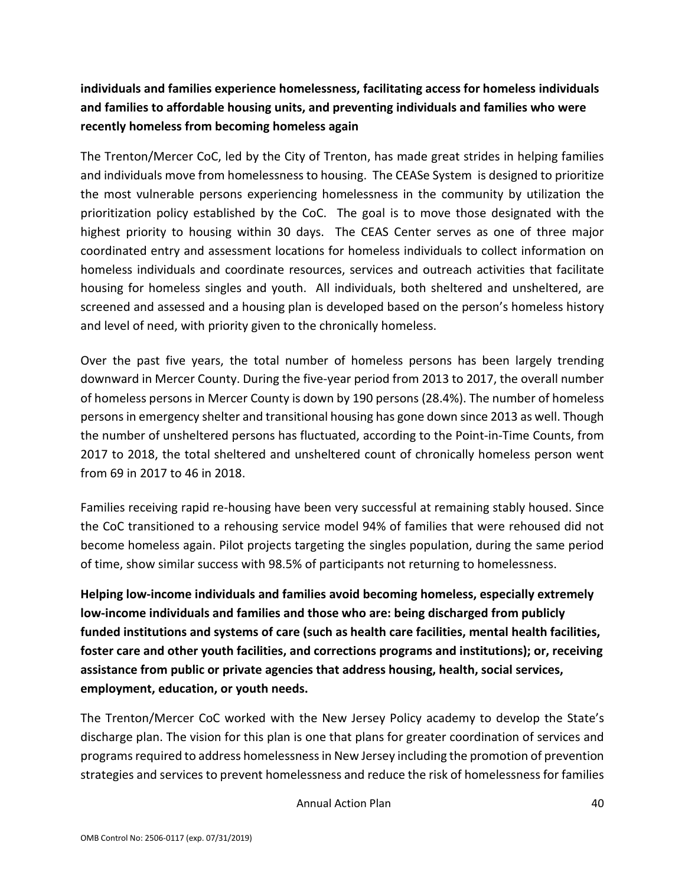**individuals and families experience homelessness, facilitating access for homeless individuals and families to affordable housing units, and preventing individuals and families who were recently homeless from becoming homeless again**

The Trenton/Mercer CoC, led by the City of Trenton, has made great strides in helping families and individuals move from homelessness to housing. The CEASe System is designed to prioritize the most vulnerable persons experiencing homelessness in the community by utilization the prioritization policy established by the CoC. The goal is to move those designated with the highest priority to housing within 30 days. The CEAS Center serves as one of three major coordinated entry and assessment locations for homeless individuals to collect information on homeless individuals and coordinate resources, services and outreach activities that facilitate housing for homeless singles and youth. All individuals, both sheltered and unsheltered, are screened and assessed and a housing plan is developed based on the person's homeless history and level of need, with priority given to the chronically homeless.

Over the past five years, the total number of homeless persons has been largely trending downward in Mercer County. During the five-year period from 2013 to 2017, the overall number of homeless persons in Mercer County is down by 190 persons (28.4%). The number of homeless persons in emergency shelter and transitional housing has gone down since 2013 as well. Though the number of unsheltered persons has fluctuated, according to the Point-in-Time Counts, from 2017 to 2018, the total sheltered and unsheltered count of chronically homeless person went from 69 in 2017 to 46 in 2018.

Families receiving rapid re-housing have been very successful at remaining stably housed. Since the CoC transitioned to a rehousing service model 94% of families that were rehoused did not become homeless again. Pilot projects targeting the singles population, during the same period of time, show similar success with 98.5% of participants not returning to homelessness.

**Helping low-income individuals and families avoid becoming homeless, especially extremely low-income individuals and families and those who are: being discharged from publicly funded institutions and systems of care (such as health care facilities, mental health facilities, foster care and other youth facilities, and corrections programs and institutions); or, receiving assistance from public or private agencies that address housing, health, social services, employment, education, or youth needs.**

The Trenton/Mercer CoC worked with the New Jersey Policy academy to develop the State's discharge plan. The vision for this plan is one that plans for greater coordination of services and programs required to address homelessness in New Jersey including the promotion of prevention strategies and services to prevent homelessness and reduce the risk of homelessness for families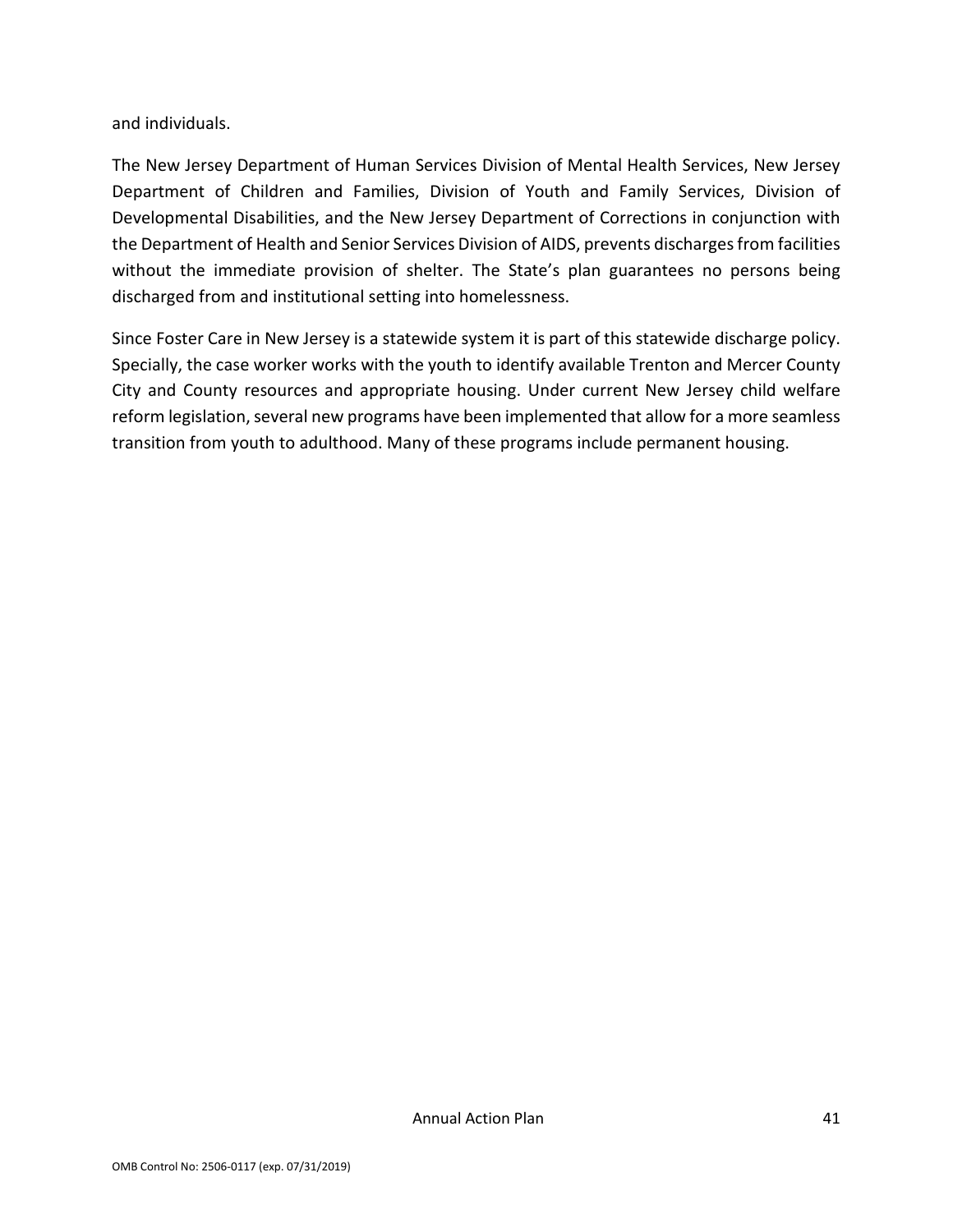and individuals.

The New Jersey Department of Human Services Division of Mental Health Services, New Jersey Department of Children and Families, Division of Youth and Family Services, Division of Developmental Disabilities, and the New Jersey Department of Corrections in conjunction with the Department of Health and Senior Services Division of AIDS, prevents discharges from facilities without the immediate provision of shelter. The State's plan guarantees no persons being discharged from and institutional setting into homelessness.

Since Foster Care in New Jersey is a statewide system it is part of this statewide discharge policy. Specially, the case worker works with the youth to identify available Trenton and Mercer County City and County resources and appropriate housing. Under current New Jersey child welfare reform legislation, several new programs have been implemented that allow for a more seamless transition from youth to adulthood. Many of these programs include permanent housing.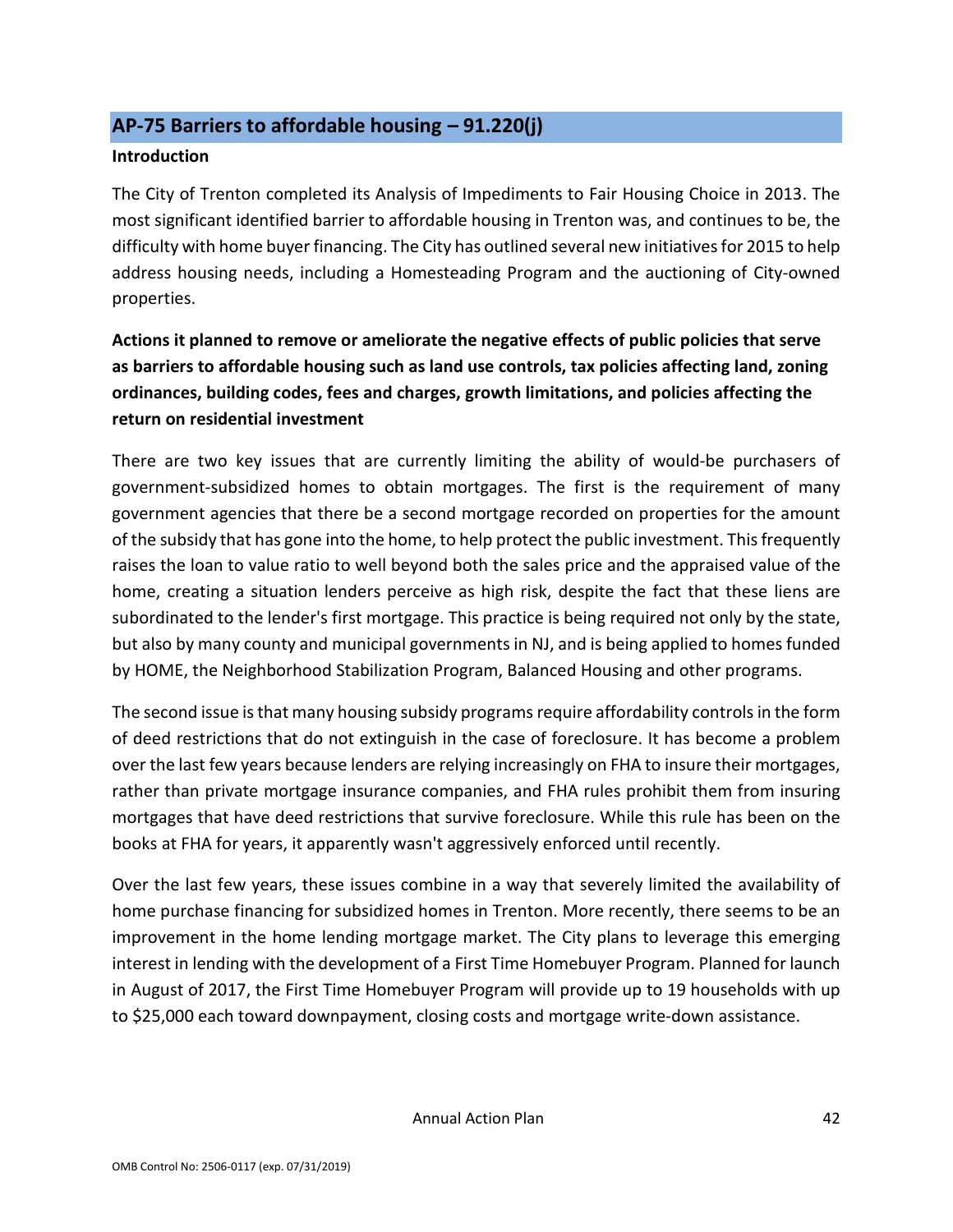## AP-75 Barriers to affordable housing – 91.220(j)

**Introduction**

The City of Trenton completed its Analysis of Impediments to Fair Housing Choice in 2013. The most significant identified barrier to affordable housing in Trenton was, and continues to be, the difficulty with home buyer financing. The City has outlined several new initiatives for 2015 to help address housing needs, including a Homesteading Program and the auctioning of City-owned properties.

**Actions it planned to remove or ameliorate the negative effects of public policies that serve as barriers to affordable housing such as land use controls, tax policies affecting land, zoning ordinances, building codes, fees and charges, growth limitations, and policies affecting the return on residential investment**

There are two key issues that are currently limiting the ability of would-be purchasers of government-subsidized homes to obtain mortgages. The first is the requirement of many government agencies that there be a second mortgage recorded on properties for the amount of the subsidy that has gone into the home, to help protect the public investment. This frequently raises the loan to value ratio to well beyond both the sales price and the appraised value of the home, creating a situation lenders perceive as high risk, despite the fact that these liens are subordinated to the lender's first mortgage. This practice is being required not only by the state, but also by many county and municipal governments in NJ, and is being applied to homes funded by HOME, the Neighborhood Stabilization Program, Balanced Housing and other programs.

The second issue is that many housing subsidy programs require affordability controls in the form of deed restrictions that do not extinguish in the case of foreclosure. It has become a problem over the last few years because lenders are relying increasingly on FHA to insure their mortgages, rather than private mortgage insurance companies, and FHA rules prohibit them from insuring mortgages that have deed restrictions that survive foreclosure. While this rule has been on the books at FHA for years, it apparently wasn't aggressively enforced until recently.

Over the last few years, these issues combine in a way that severely limited the availability of home purchase financing for subsidized homes in Trenton. More recently, there seems to be an improvement in the home lending mortgage market. The City plans to leverage this emerging interest in lending with the development of a First Time Homebuyer Program. Planned for launch in August of 2017, the First Time Homebuyer Program will provide up to 19 households with up to $25,000 each toward downpayment, closing costs and mortgage write-down assistance.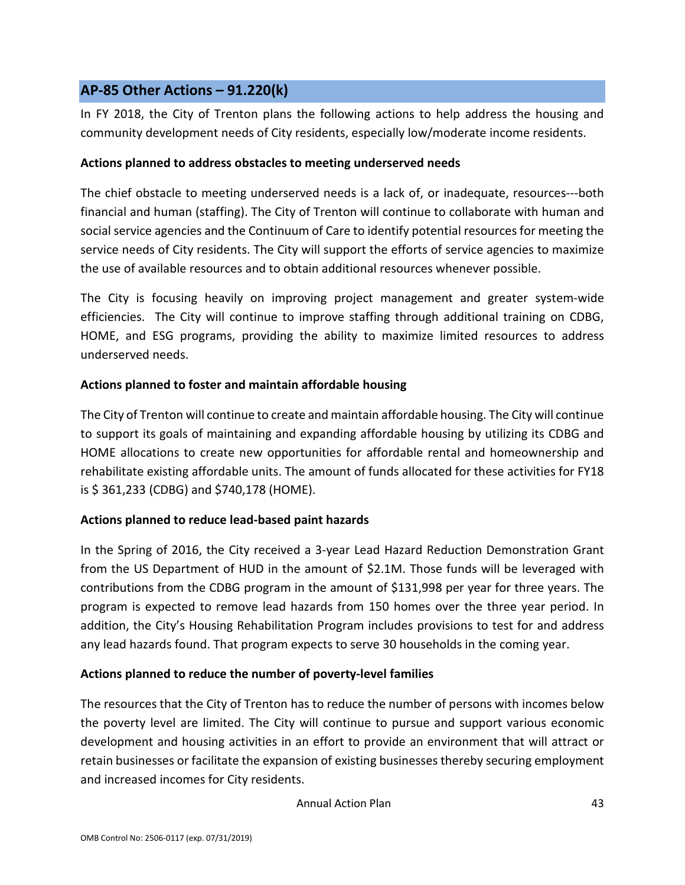## AP-85 Other Actions – 91.220(k)

In FY 2018, the City of Trenton plans the following actions to help address the housing and community development needs of City residents, especially low/moderate income residents.

**Actions planned to address obstacles to meeting underserved needs**

The chief obstacle to meeting underserved needs is a lack of, or inadequate, resources---both financial and human (staffing). The City of Trenton will continue to collaborate with human and social service agencies and the Continuum of Care to identify potential resources for meeting the service needs of City residents. The City will support the efforts of service agencies to maximize the use of available resources and to obtain additional resources whenever possible.

The City is focusing heavily on improving project management and greater system-wide efficiencies. The City will continue to improve staffing through additional training on CDBG, HOME, and ESG programs, providing the ability to maximize limited resources to address underserved needs.

**Actions planned to foster and maintain affordable housing**

The City of Trenton will continue to create and maintain affordable housing. The City will continue to support its goals of maintaining and expanding affordable housing by utilizing its CDBG and HOME allocations to create new opportunities for affordable rental and homeownership and rehabilitate existing affordable units. The amount of funds allocated for these activities for FY18 is $ 361,233 (CDBG) and $740,178 (HOME).

**Actions planned to reduce lead-based paint hazards**

In the Spring of 2016, the City received a 3-year Lead Hazard Reduction Demonstration Grant from the US Department of HUD in the amount of $2.1M. Those funds will be leveraged with contributions from the CDBG program in the amount of $131,998 per year for three years. The program is expected to remove lead hazards from 150 homes over the three year period. In addition, the City's Housing Rehabilitation Program includes provisions to test for and address any lead hazards found. That program expects to serve 30 households in the coming year.

**Actions planned to reduce the number of poverty-level families**

The resources that the City of Trenton has to reduce the number of persons with incomes below the poverty level are limited. The City will continue to pursue and support various economic development and housing activities in an effort to provide an environment that will attract or retain businesses or facilitate the expansion of existing businesses thereby securing employment and increased incomes for City residents.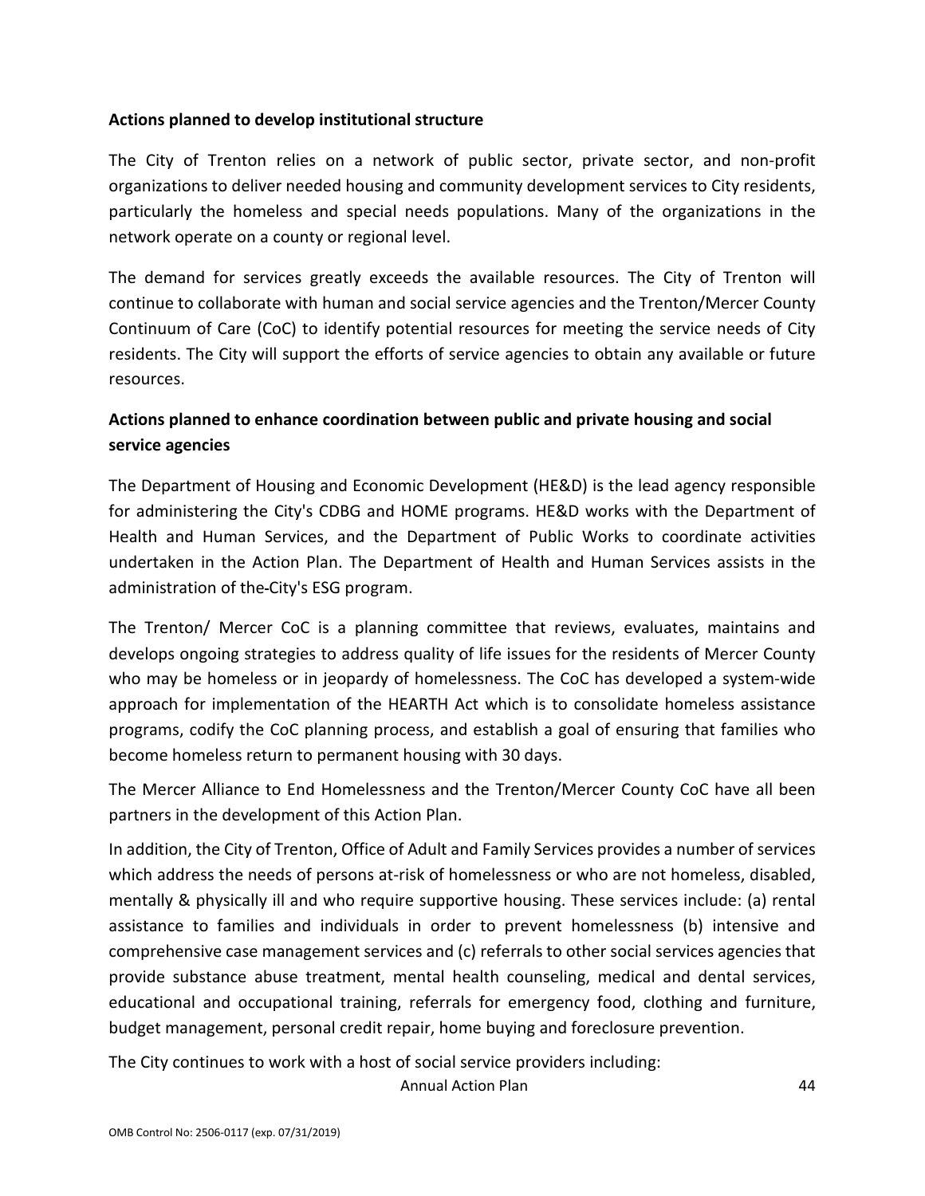**Actions planned to develop institutional structure**

The City of Trenton relies on a network of public sector, private sector, and non-profit organizations to deliver needed housing and community development services to City residents, particularly the homeless and special needs populations. Many of the organizations in the network operate on a county or regional level.

The demand for services greatly exceeds the available resources. The City of Trenton will continue to collaborate with human and social service agencies and the Trenton/Mercer County Continuum of Care (CoC) to identify potential resources for meeting the service needs of City residents. The City will support the efforts of service agencies to obtain any available or future resources.

**Actions planned to enhance coordination between public and private housing and social service agencies**

The Department of Housing and Economic Development (HE&D) is the lead agency responsible for administering the City's CDBG and HOME programs. HE&D works with the Department of Health and Human Services, and the Department of Public Works to coordinate activities undertaken in the Action Plan. The Department of Health and Human Services assists in the administration of the City's ESG program.

The Trenton/ Mercer CoC is a planning committee that reviews, evaluates, maintains and develops ongoing strategies to address quality of life issues for the residents of Mercer County who may be homeless or in jeopardy of homelessness. The CoC has developed a system-wide approach for implementation of the HEARTH Act which is to consolidate homeless assistance programs, codify the CoC planning process, and establish a goal of ensuring that families who become homeless return to permanent housing with 30 days.

The Mercer Alliance to End Homelessness and the Trenton/Mercer County CoC have all been partners in the development of this Action Plan.

In addition, the City of Trenton, Office of Adult and Family Services provides a number of services which address the needs of persons at-risk of homelessness or who are not homeless, disabled, mentally & physically ill and who require supportive housing. These services include: (a) rental assistance to families and individuals in order to prevent homelessness (b) intensive and comprehensive case management services and (c) referrals to other social services agencies that provide substance abuse treatment, mental health counseling, medical and dental services, educational and occupational training, referrals for emergency food, clothing and furniture, budget management, personal credit repair, home buying and foreclosure prevention.

The City continues to work with a host of social service providers including: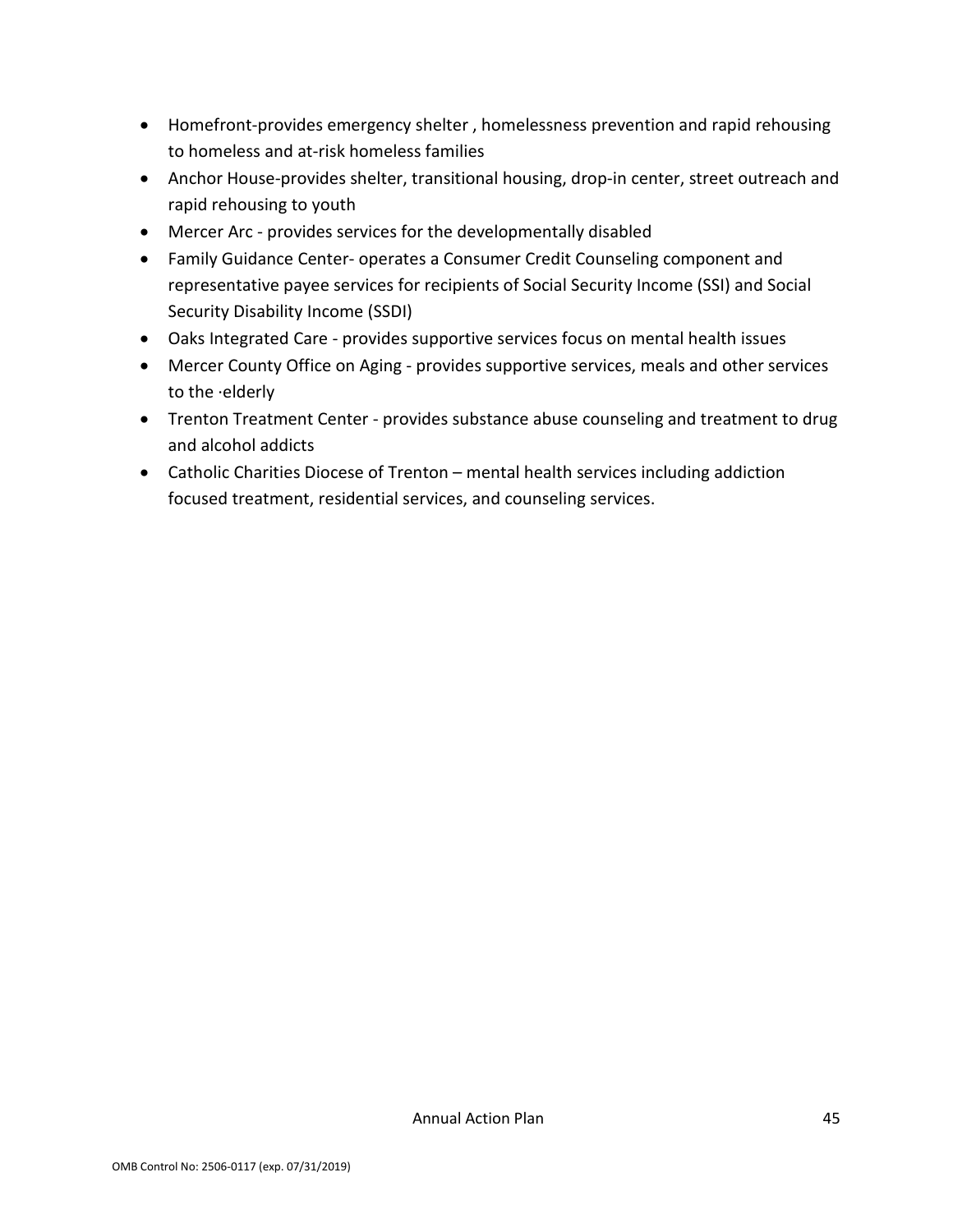- Homefront-provides emergency shelter , homelessness prevention and rapid rehousing to homeless and at-risk homeless families
- Anchor House-provides shelter, transitional housing, drop-in center, street outreach and rapid rehousing to youth
- Mercer Arc - provides services for the developmentally disabled
- Family Guidance Center- operates a Consumer Credit Counseling component and representative payee services for recipients of Social Security Income (SSI) and Social Security Disability Income (SSDI)
- Oaks Integrated Care - provides supportive services focus on mental health issues
- Mercer County Office on Aging - provides supportive services, meals and other services to the ·elderly
- Trenton Treatment Center - provides substance abuse counseling and treatment to drug and alcohol addicts
- Catholic Charities Diocese of Trenton – mental health services including addiction focused treatment, residential services, and counseling services.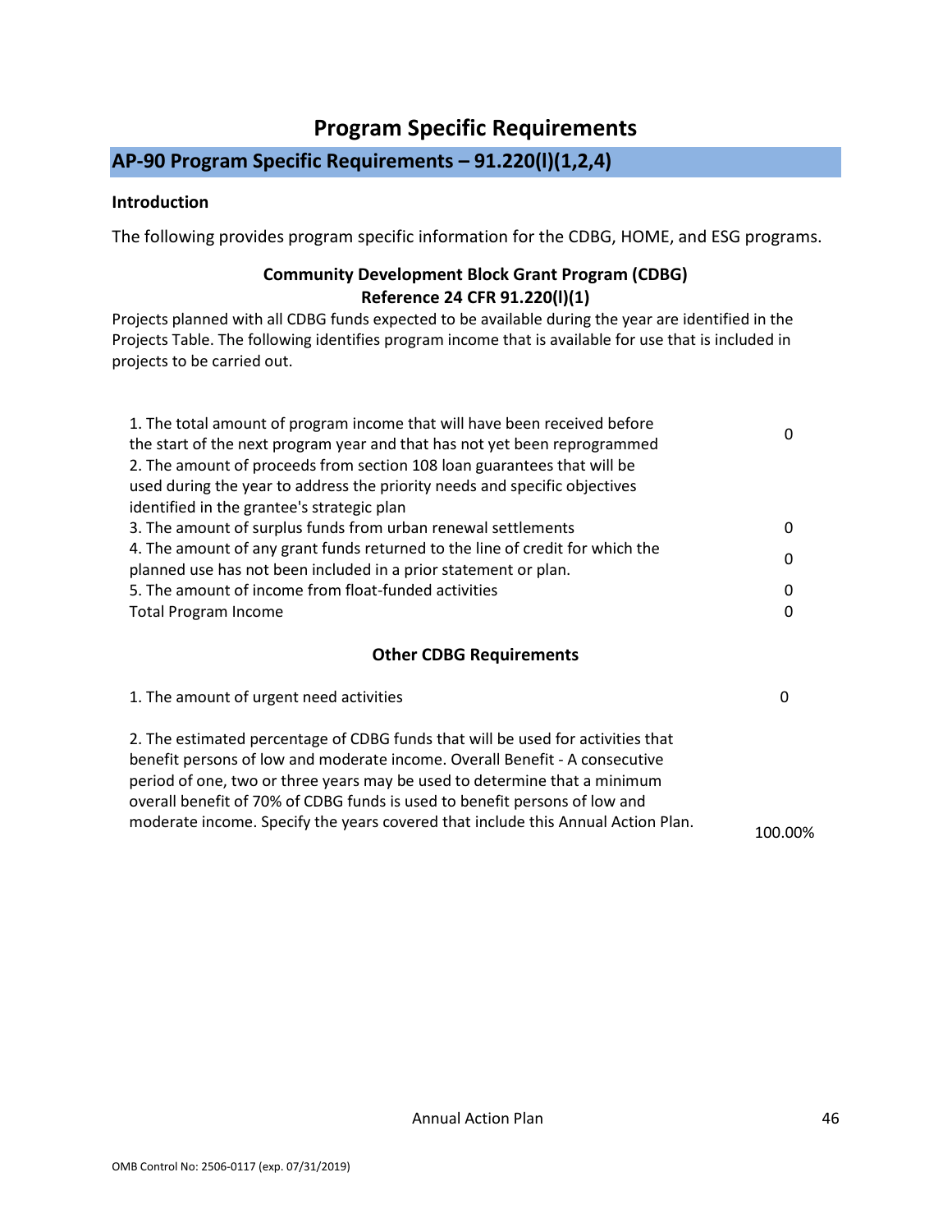# Program Specific Requirements

## AP-90 Program Specific Requirements – 91.220(l)(1,2,4)

### Introduction

The following provides program specific information for the CDBG, HOME, and ESG programs.

### Community Development Block Grant Program (CDBG)
### Reference 24 CFR 91.220(l)(1)

Projects planned with all CDBG funds expected to be available during the year are identified in the Projects Table. The following identifies program income that is available for use that is included in projects to be carried out.

| | |
|---|---|
| 1. The total amount of program income that will have been received before the start of the next program year and that has not yet been reprogrammed | 0 |
| 2. The amount of proceeds from section 108 loan guarantees that will be used during the year to address the priority needs and specific objectives identified in the grantee's strategic plan | |
| 3. The amount of surplus funds from urban renewal settlements | 0 |
| 4. The amount of any grant funds returned to the line of credit for which the planned use has not been included in a prior statement or plan. | 0 |
| 5. The amount of income from float-funded activities | 0 |
| Total Program Income | 0 |

### Other CDBG Requirements

| | |
|---|---|
| 1. The amount of urgent need activities | 0 |
| 2. The estimated percentage of CDBG funds that will be used for activities that benefit persons of low and moderate income. Overall Benefit - A consecutive period of one, two or three years may be used to determine that a minimum overall benefit of 70% of CDBG funds is used to benefit persons of low and moderate income. Specify the years covered that include this Annual Action Plan. | 100.00% |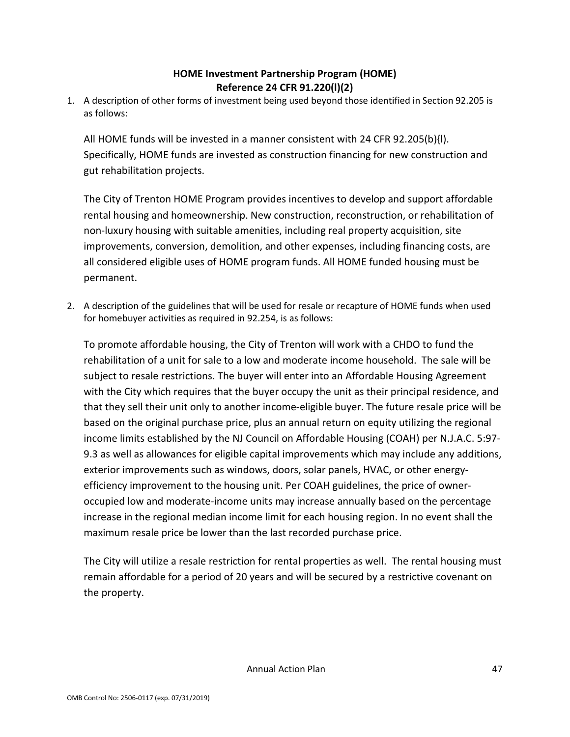## HOME Investment Partnership Program (HOME)
## Reference 24 CFR 91.220(l)(2)

1. A description of other forms of investment being used beyond those identified in Section 92.205 is as follows:

   All HOME funds will be invested in a manner consistent with 24 CFR 92.205(b){l). Specifically, HOME funds are invested as construction financing for new construction and gut rehabilitation projects.

   The City of Trenton HOME Program provides incentives to develop and support affordable rental housing and homeownership. New construction, reconstruction, or rehabilitation of non-luxury housing with suitable amenities, including real property acquisition, site improvements, conversion, demolition, and other expenses, including financing costs, are all considered eligible uses of HOME program funds. All HOME funded housing must be permanent.

2. A description of the guidelines that will be used for resale or recapture of HOME funds when used for homebuyer activities as required in 92.254, is as follows:

   To promote affordable housing, the City of Trenton will work with a CHDO to fund the rehabilitation of a unit for sale to a low and moderate income household. The sale will be subject to resale restrictions. The buyer will enter into an Affordable Housing Agreement with the City which requires that the buyer occupy the unit as their principal residence, and that they sell their unit only to another income-eligible buyer. The future resale price will be based on the original purchase price, plus an annual return on equity utilizing the regional income limits established by the NJ Council on Affordable Housing (COAH) per N.J.A.C. 5:97-9.3 as well as allowances for eligible capital improvements which may include any additions, exterior improvements such as windows, doors, solar panels, HVAC, or other energy-efficiency improvement to the housing unit. Per COAH guidelines, the price of owner-occupied low and moderate-income units may increase annually based on the percentage increase in the regional median income limit for each housing region. In no event shall the maximum resale price be lower than the last recorded purchase price.

   The City will utilize a resale restriction for rental properties as well. The rental housing must remain affordable for a period of 20 years and will be secured by a restrictive covenant on the property.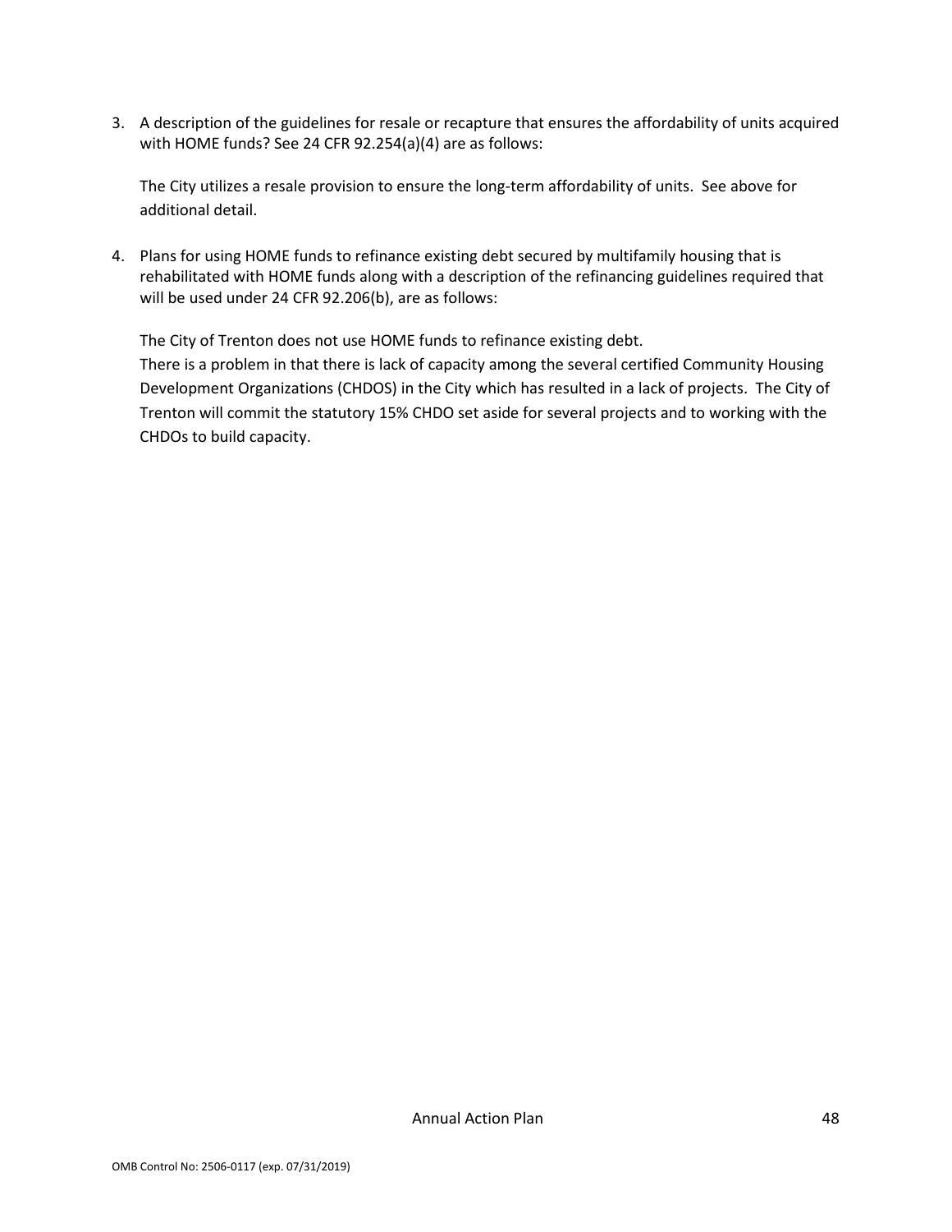3. A description of the guidelines for resale or recapture that ensures the affordability of units acquired with HOME funds? See 24 CFR 92.254(a)(4) are as follows:

   The City utilizes a resale provision to ensure the long-term affordability of units. See above for additional detail.

4. Plans for using HOME funds to refinance existing debt secured by multifamily housing that is rehabilitated with HOME funds along with a description of the refinancing guidelines required that will be used under 24 CFR 92.206(b), are as follows:

   The City of Trenton does not use HOME funds to refinance existing debt.
   There is a problem in that there is lack of capacity among the several certified Community Housing Development Organizations (CHDOS) in the City which has resulted in a lack of projects. The City of Trenton will commit the statutory 15% CHDO set aside for several projects and to working with the CHDOs to build capacity.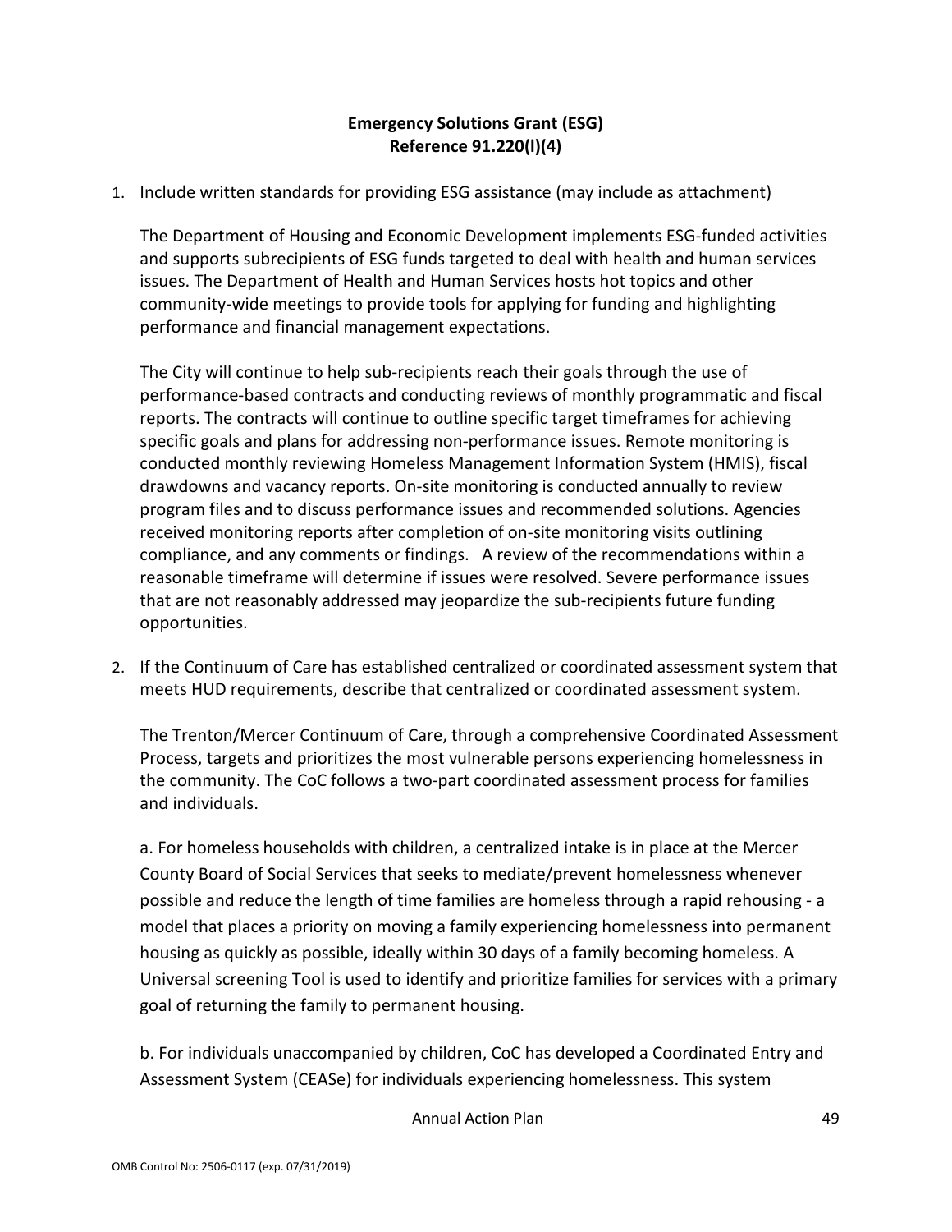**Emergency Solutions Grant (ESG)**
**Reference 91.220(l)(4)**

1. Include written standards for providing ESG assistance (may include as attachment)

   The Department of Housing and Economic Development implements ESG-funded activities and supports subrecipients of ESG funds targeted to deal with health and human services issues. The Department of Health and Human Services hosts hot topics and other community-wide meetings to provide tools for applying for funding and highlighting performance and financial management expectations.

   The City will continue to help sub-recipients reach their goals through the use of performance-based contracts and conducting reviews of monthly programmatic and fiscal reports. The contracts will continue to outline specific target timeframes for achieving specific goals and plans for addressing non-performance issues. Remote monitoring is conducted monthly reviewing Homeless Management Information System (HMIS), fiscal drawdowns and vacancy reports. On-site monitoring is conducted annually to review program files and to discuss performance issues and recommended solutions. Agencies received monitoring reports after completion of on-site monitoring visits outlining compliance, and any comments or findings. A review of the recommendations within a reasonable timeframe will determine if issues were resolved. Severe performance issues that are not reasonably addressed may jeopardize the sub-recipients future funding opportunities.

2. If the Continuum of Care has established centralized or coordinated assessment system that meets HUD requirements, describe that centralized or coordinated assessment system.

   The Trenton/Mercer Continuum of Care, through a comprehensive Coordinated Assessment Process, targets and prioritizes the most vulnerable persons experiencing homelessness in the community. The CoC follows a two-part coordinated assessment process for families and individuals.

   a. For homeless households with children, a centralized intake is in place at the Mercer County Board of Social Services that seeks to mediate/prevent homelessness whenever possible and reduce the length of time families are homeless through a rapid rehousing - a model that places a priority on moving a family experiencing homelessness into permanent housing as quickly as possible, ideally within 30 days of a family becoming homeless. A Universal screening Tool is used to identify and prioritize families for services with a primary goal of returning the family to permanent housing.

   b. For individuals unaccompanied by children, CoC has developed a Coordinated Entry and Assessment System (CEASe) for individuals experiencing homelessness. This system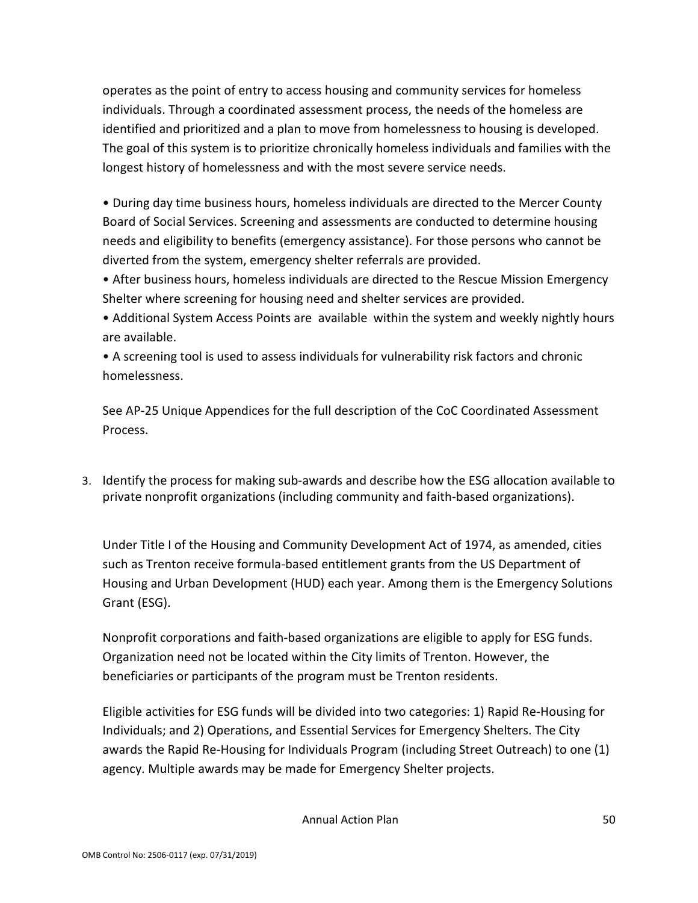operates as the point of entry to access housing and community services for homeless individuals. Through a coordinated assessment process, the needs of the homeless are identified and prioritized and a plan to move from homelessness to housing is developed. The goal of this system is to prioritize chronically homeless individuals and families with the longest history of homelessness and with the most severe service needs.

- During day time business hours, homeless individuals are directed to the Mercer County Board of Social Services. Screening and assessments are conducted to determine housing needs and eligibility to benefits (emergency assistance). For those persons who cannot be diverted from the system, emergency shelter referrals are provided.
- After business hours, homeless individuals are directed to the Rescue Mission Emergency Shelter where screening for housing need and shelter services are provided.
- Additional System Access Points are available within the system and weekly nightly hours are available.
- A screening tool is used to assess individuals for vulnerability risk factors and chronic homelessness.

See AP-25 Unique Appendices for the full description of the CoC Coordinated Assessment Process.

3. Identify the process for making sub-awards and describe how the ESG allocation available to private nonprofit organizations (including community and faith-based organizations).

Under Title I of the Housing and Community Development Act of 1974, as amended, cities such as Trenton receive formula-based entitlement grants from the US Department of Housing and Urban Development (HUD) each year. Among them is the Emergency Solutions Grant (ESG).

Nonprofit corporations and faith-based organizations are eligible to apply for ESG funds. Organization need not be located within the City limits of Trenton. However, the beneficiaries or participants of the program must be Trenton residents.

Eligible activities for ESG funds will be divided into two categories: 1) Rapid Re-Housing for Individuals; and 2) Operations, and Essential Services for Emergency Shelters. The City awards the Rapid Re-Housing for Individuals Program (including Street Outreach) to one (1) agency. Multiple awards may be made for Emergency Shelter projects.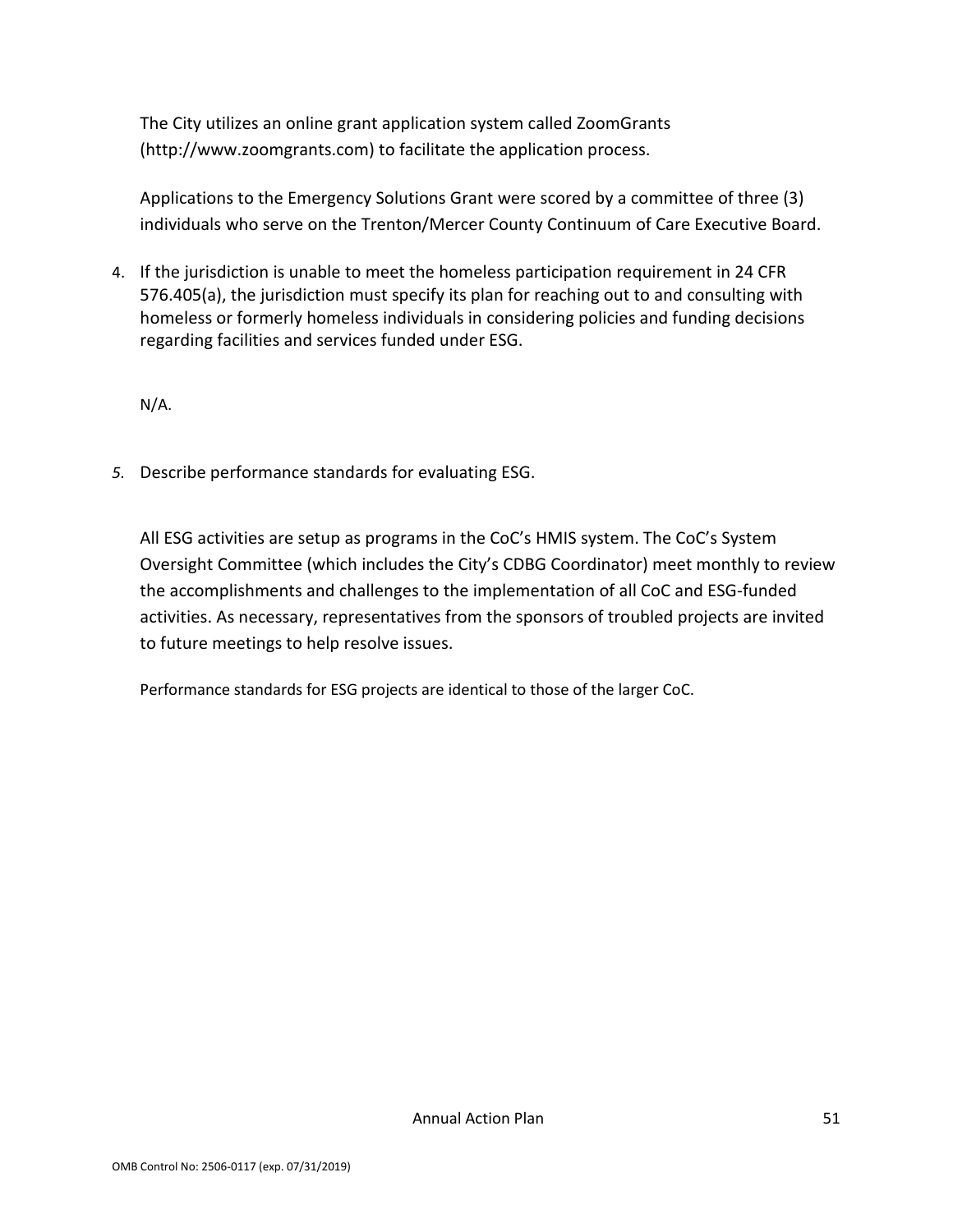The City utilizes an online grant application system called ZoomGrants (http://www.zoomgrants.com) to facilitate the application process.

Applications to the Emergency Solutions Grant were scored by a committee of three (3) individuals who serve on the Trenton/Mercer County Continuum of Care Executive Board.

4. If the jurisdiction is unable to meet the homeless participation requirement in 24 CFR 576.405(a), the jurisdiction must specify its plan for reaching out to and consulting with homeless or formerly homeless individuals in considering policies and funding decisions regarding facilities and services funded under ESG.

N/A.

*5.* Describe performance standards for evaluating ESG.

All ESG activities are setup as programs in the CoC's HMIS system. The CoC's System Oversight Committee (which includes the City's CDBG Coordinator) meet monthly to review the accomplishments and challenges to the implementation of all CoC and ESG-funded activities. As necessary, representatives from the sponsors of troubled projects are invited to future meetings to help resolve issues.

Performance standards for ESG projects are identical to those of the larger CoC.